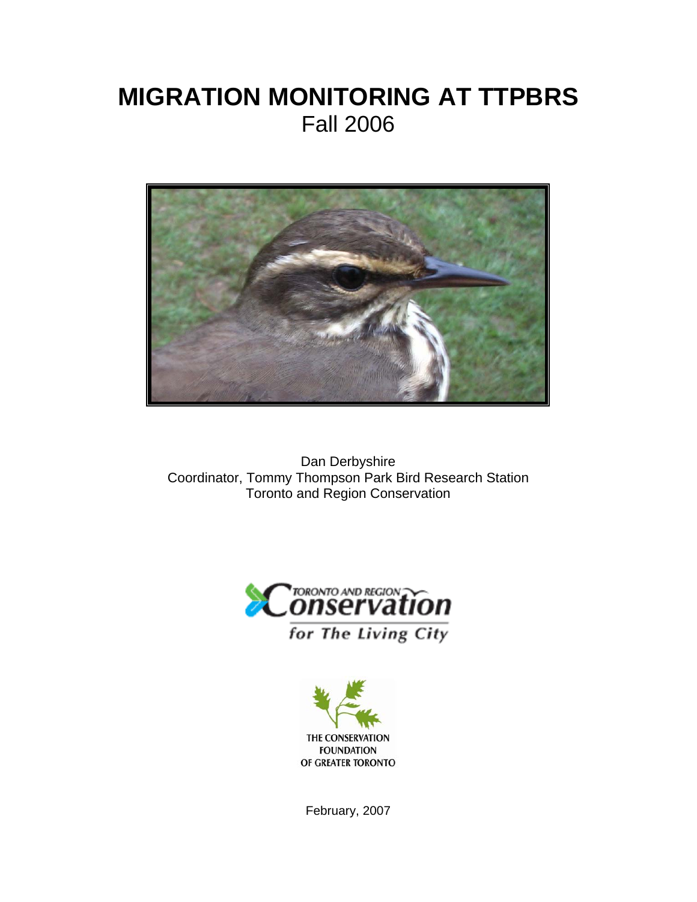# MIGRATION MONITORING AT TTPBRS

Fall 2006

Dan Derbyshire
Coordinator, Tommy Thompson Park Bird Research Station
Toronto and Region Conservation

TORONTO AND REGION Conservation
for The Living City

THE CONSERVATION FOUNDATION OF GREATER TORONTO

February, 2007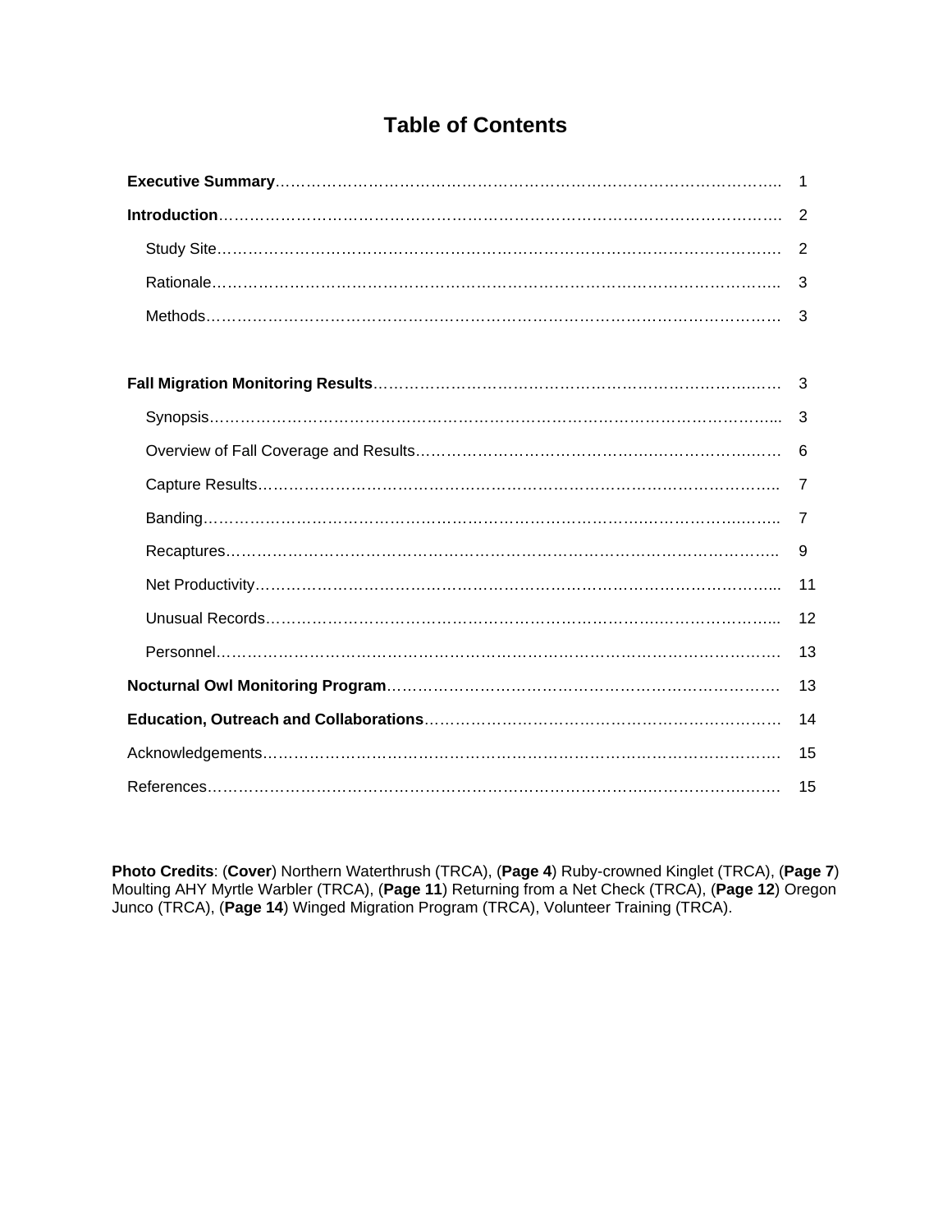# Table of Contents

| | |
|---|---|
| **Executive Summary** | 1 |
| **Introduction** | 2 |
| Study Site | 2 |
| Rationale | 3 |
| Methods | 3 |
| **Fall Migration Monitoring Results** | 3 |
| Synopsis | 3 |
| Overview of Fall Coverage and Results | 6 |
| Capture Results | 7 |
| Banding | 7 |
| Recaptures | 9 |
| Net Productivity | 11 |
| Unusual Records | 12 |
| Personnel | 13 |
| **Nocturnal Owl Monitoring Program** | 13 |
| **Education, Outreach and Collaborations** | 14 |
| Acknowledgements | 15 |
| References | 15 |

**Photo Credits**: (**Cover**) Northern Waterthrush (TRCA), (**Page 4**) Ruby-crowned Kinglet (TRCA), (**Page 7**) Moulting AHY Myrtle Warbler (TRCA), (**Page 11**) Returning from a Net Check (TRCA), (**Page 12**) Oregon Junco (TRCA), (**Page 14**) Winged Migration Program (TRCA), Volunteer Training (TRCA).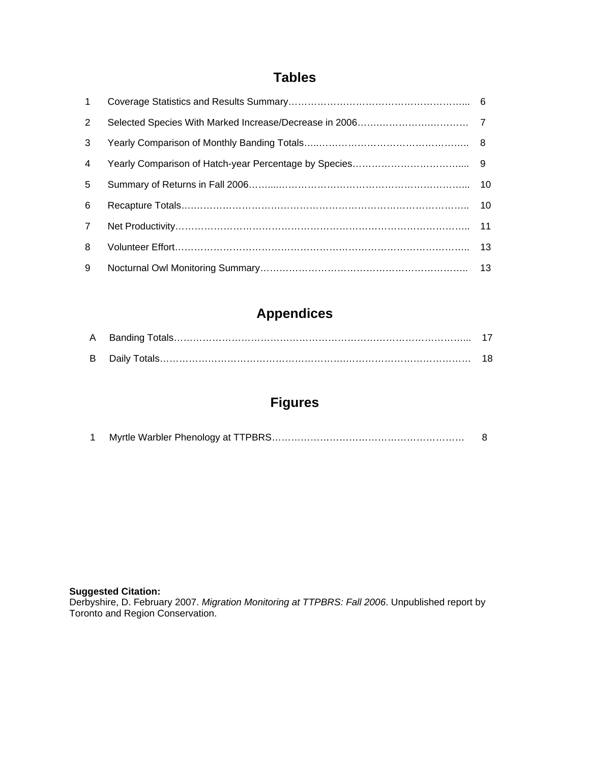## Tables

| | | |
|---|---|---|
| 1 | Coverage Statistics and Results Summary | 6 |
| 2 | Selected Species With Marked Increase/Decrease in 2006 | 7 |
| 3 | Yearly Comparison of Monthly Banding Totals | 8 |
| 4 | Yearly Comparison of Hatch-year Percentage by Species | 9 |
| 5 | Summary of Returns in Fall 2006 | 10 |
| 6 | Recapture Totals | 10 |
| 7 | Net Productivity | 11 |
| 8 | Volunteer Effort | 13 |
| 9 | Nocturnal Owl Monitoring Summary | 13 |

## Appendices

| | | |
|---|---|---|
| A | Banding Totals | 17 |
| B | Daily Totals | 18 |

## Figures

| | | |
|---|---|---|
| 1 | Myrtle Warbler Phenology at TTPBRS | 8 |

**Suggested Citation:**
Derbyshire, D. February 2007. *Migration Monitoring at TTPBRS: Fall 2006*. Unpublished report by Toronto and Region Conservation.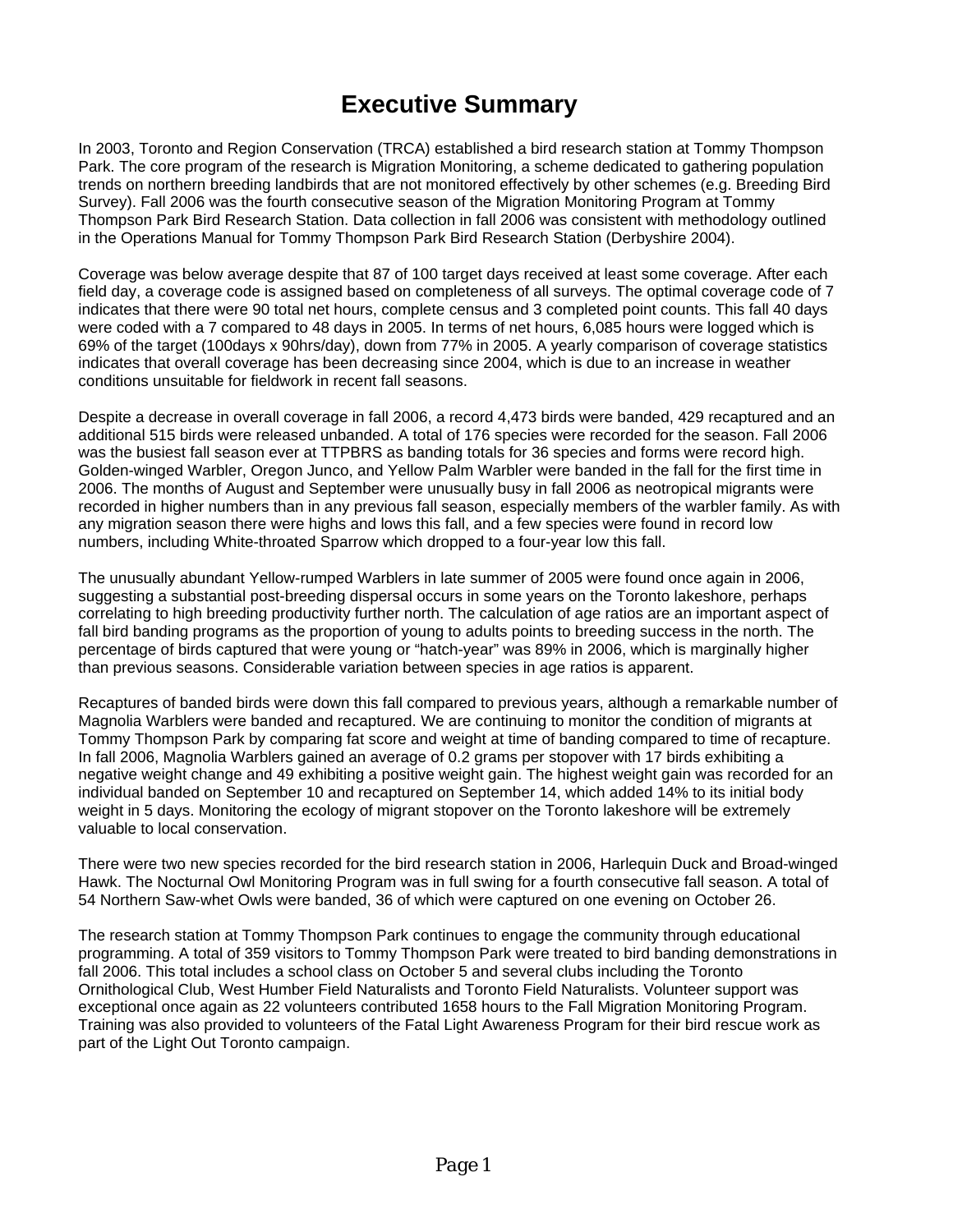# Executive Summary

In 2003, Toronto and Region Conservation (TRCA) established a bird research station at Tommy Thompson Park. The core program of the research is Migration Monitoring, a scheme dedicated to gathering population trends on northern breeding landbirds that are not monitored effectively by other schemes (e.g. Breeding Bird Survey). Fall 2006 was the fourth consecutive season of the Migration Monitoring Program at Tommy Thompson Park Bird Research Station. Data collection in fall 2006 was consistent with methodology outlined in the Operations Manual for Tommy Thompson Park Bird Research Station (Derbyshire 2004).

Coverage was below average despite that 87 of 100 target days received at least some coverage. After each field day, a coverage code is assigned based on completeness of all surveys. The optimal coverage code of 7 indicates that there were 90 total net hours, complete census and 3 completed point counts. This fall 40 days were coded with a 7 compared to 48 days in 2005. In terms of net hours, 6,085 hours were logged which is 69% of the target (100days x 90hrs/day), down from 77% in 2005. A yearly comparison of coverage statistics indicates that overall coverage has been decreasing since 2004, which is due to an increase in weather conditions unsuitable for fieldwork in recent fall seasons.

Despite a decrease in overall coverage in fall 2006, a record 4,473 birds were banded, 429 recaptured and an additional 515 birds were released unbanded. A total of 176 species were recorded for the season. Fall 2006 was the busiest fall season ever at TTPBRS as banding totals for 36 species and forms were record high. Golden-winged Warbler, Oregon Junco, and Yellow Palm Warbler were banded in the fall for the first time in 2006. The months of August and September were unusually busy in fall 2006 as neotropical migrants were recorded in higher numbers than in any previous fall season, especially members of the warbler family. As with any migration season there were highs and lows this fall, and a few species were found in record low numbers, including White-throated Sparrow which dropped to a four-year low this fall.

The unusually abundant Yellow-rumped Warblers in late summer of 2005 were found once again in 2006, suggesting a substantial post-breeding dispersal occurs in some years on the Toronto lakeshore, perhaps correlating to high breeding productivity further north. The calculation of age ratios are an important aspect of fall bird banding programs as the proportion of young to adults points to breeding success in the north. The percentage of birds captured that were young or "hatch-year" was 89% in 2006, which is marginally higher than previous seasons. Considerable variation between species in age ratios is apparent.

Recaptures of banded birds were down this fall compared to previous years, although a remarkable number of Magnolia Warblers were banded and recaptured. We are continuing to monitor the condition of migrants at Tommy Thompson Park by comparing fat score and weight at time of banding compared to time of recapture. In fall 2006, Magnolia Warblers gained an average of 0.2 grams per stopover with 17 birds exhibiting a negative weight change and 49 exhibiting a positive weight gain. The highest weight gain was recorded for an individual banded on September 10 and recaptured on September 14, which added 14% to its initial body weight in 5 days. Monitoring the ecology of migrant stopover on the Toronto lakeshore will be extremely valuable to local conservation.

There were two new species recorded for the bird research station in 2006, Harlequin Duck and Broad-winged Hawk. The Nocturnal Owl Monitoring Program was in full swing for a fourth consecutive fall season. A total of 54 Northern Saw-whet Owls were banded, 36 of which were captured on one evening on October 26.

The research station at Tommy Thompson Park continues to engage the community through educational programming. A total of 359 visitors to Tommy Thompson Park were treated to bird banding demonstrations in fall 2006. This total includes a school class on October 5 and several clubs including the Toronto Ornithological Club, West Humber Field Naturalists and Toronto Field Naturalists. Volunteer support was exceptional once again as 22 volunteers contributed 1658 hours to the Fall Migration Monitoring Program. Training was also provided to volunteers of the Fatal Light Awareness Program for their bird rescue work as part of the Light Out Toronto campaign.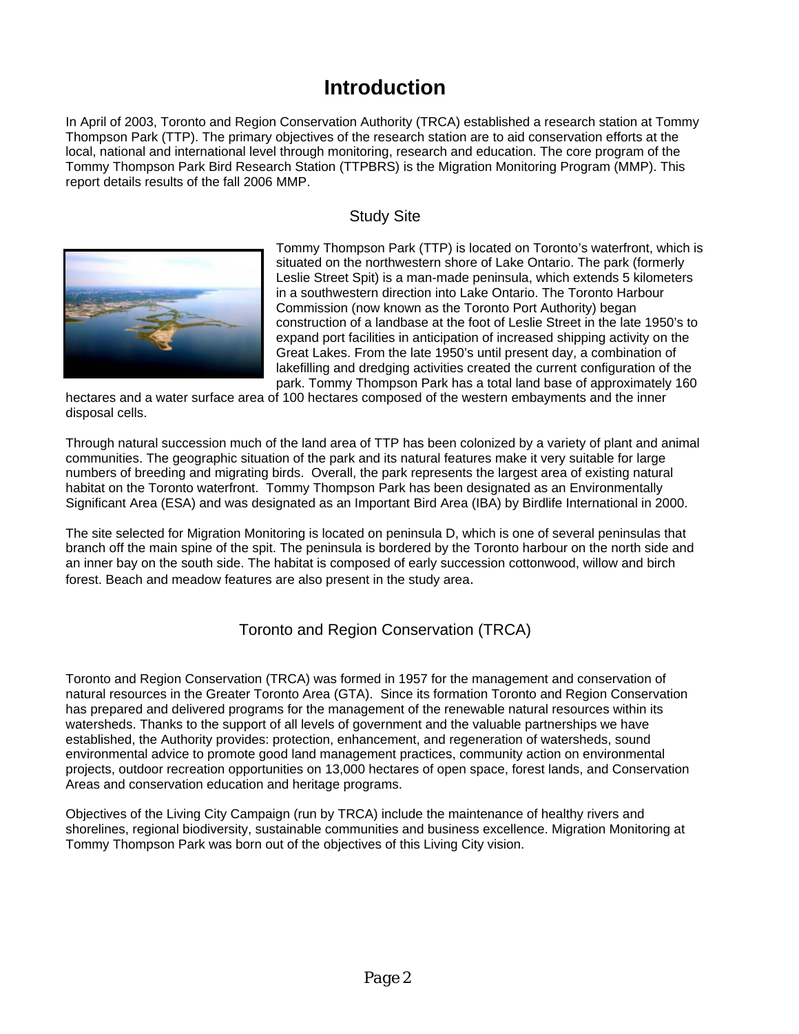# Introduction

In April of 2003, Toronto and Region Conservation Authority (TRCA) established a research station at Tommy Thompson Park (TTP). The primary objectives of the research station are to aid conservation efforts at the local, national and international level through monitoring, research and education. The core program of the Tommy Thompson Park Bird Research Station (TTPBRS) is the Migration Monitoring Program (MMP). This report details results of the fall 2006 MMP.

## Study Site

Tommy Thompson Park (TTP) is located on Toronto's waterfront, which is situated on the northwestern shore of Lake Ontario. The park (formerly Leslie Street Spit) is a man-made peninsula, which extends 5 kilometers in a southwestern direction into Lake Ontario. The Toronto Harbour Commission (now known as the Toronto Port Authority) began construction of a landbase at the foot of Leslie Street in the late 1950's to expand port facilities in anticipation of increased shipping activity on the Great Lakes. From the late 1950's until present day, a combination of lakefilling and dredging activities created the current configuration of the park. Tommy Thompson Park has a total land base of approximately 160 hectares and a water surface area of 100 hectares composed of the western embayments and the inner disposal cells.

Through natural succession much of the land area of TTP has been colonized by a variety of plant and animal communities. The geographic situation of the park and its natural features make it very suitable for large numbers of breeding and migrating birds. Overall, the park represents the largest area of existing natural habitat on the Toronto waterfront. Tommy Thompson Park has been designated as an Environmentally Significant Area (ESA) and was designated as an Important Bird Area (IBA) by Birdlife International in 2000.

The site selected for Migration Monitoring is located on peninsula D, which is one of several peninsulas that branch off the main spine of the spit. The peninsula is bordered by the Toronto harbour on the north side and an inner bay on the south side. The habitat is composed of early succession cottonwood, willow and birch forest. Beach and meadow features are also present in the study area.

## Toronto and Region Conservation (TRCA)

Toronto and Region Conservation (TRCA) was formed in 1957 for the management and conservation of natural resources in the Greater Toronto Area (GTA). Since its formation Toronto and Region Conservation has prepared and delivered programs for the management of the renewable natural resources within its watersheds. Thanks to the support of all levels of government and the valuable partnerships we have established, the Authority provides: protection, enhancement, and regeneration of watersheds, sound environmental advice to promote good land management practices, community action on environmental projects, outdoor recreation opportunities on 13,000 hectares of open space, forest lands, and Conservation Areas and conservation education and heritage programs.

Objectives of the Living City Campaign (run by TRCA) include the maintenance of healthy rivers and shorelines, regional biodiversity, sustainable communities and business excellence. Migration Monitoring at Tommy Thompson Park was born out of the objectives of this Living City vision.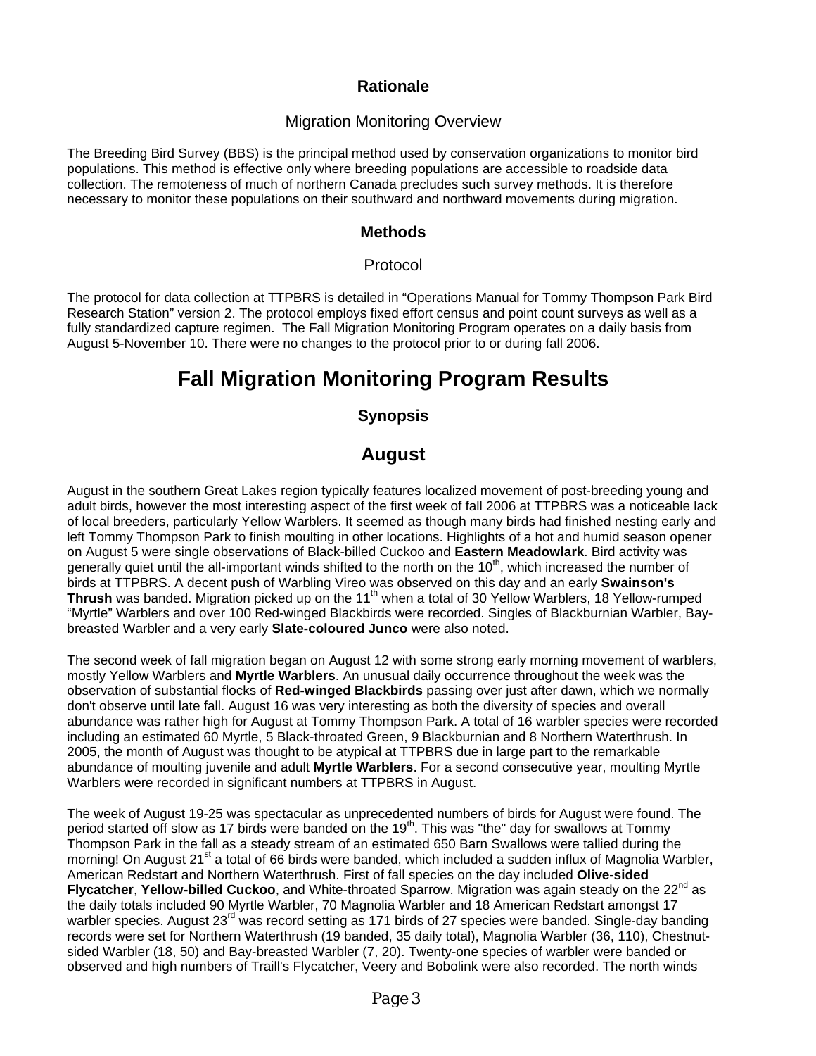## Rationale

### Migration Monitoring Overview

The Breeding Bird Survey (BBS) is the principal method used by conservation organizations to monitor bird populations. This method is effective only where breeding populations are accessible to roadside data collection. The remoteness of much of northern Canada precludes such survey methods. It is therefore necessary to monitor these populations on their southward and northward movements during migration.

## Methods

### Protocol

The protocol for data collection at TTPBRS is detailed in "Operations Manual for Tommy Thompson Park Bird Research Station" version 2. The protocol employs fixed effort census and point count surveys as well as a fully standardized capture regimen. The Fall Migration Monitoring Program operates on a daily basis from August 5-November 10. There were no changes to the protocol prior to or during fall 2006.

# Fall Migration Monitoring Program Results

## Synopsis

## August

August in the southern Great Lakes region typically features localized movement of post-breeding young and adult birds, however the most interesting aspect of the first week of fall 2006 at TTPBRS was a noticeable lack of local breeders, particularly Yellow Warblers. It seemed as though many birds had finished nesting early and left Tommy Thompson Park to finish moulting in other locations. Highlights of a hot and humid season opener on August 5 were single observations of Black-billed Cuckoo and **Eastern Meadowlark**. Bird activity was generally quiet until the all-important winds shifted to the north on the 10th, which increased the number of birds at TTPBRS. A decent push of Warbling Vireo was observed on this day and an early **Swainson's Thrush** was banded. Migration picked up on the 11th when a total of 30 Yellow Warblers, 18 Yellow-rumped "Myrtle" Warblers and over 100 Red-winged Blackbirds were recorded. Singles of Blackburnian Warbler, Bay-breasted Warbler and a very early **Slate-coloured Junco** were also noted.

The second week of fall migration began on August 12 with some strong early morning movement of warblers, mostly Yellow Warblers and **Myrtle Warblers**. An unusual daily occurrence throughout the week was the observation of substantial flocks of **Red-winged Blackbirds** passing over just after dawn, which we normally don't observe until late fall. August 16 was very interesting as both the diversity of species and overall abundance was rather high for August at Tommy Thompson Park. A total of 16 warbler species were recorded including an estimated 60 Myrtle, 5 Black-throated Green, 9 Blackburnian and 8 Northern Waterthrush. In 2005, the month of August was thought to be atypical at TTPBRS due in large part to the remarkable abundance of moulting juvenile and adult **Myrtle Warblers**. For a second consecutive year, moulting Myrtle Warblers were recorded in significant numbers at TTPBRS in August.

The week of August 19-25 was spectacular as unprecedented numbers of birds for August were found. The period started off slow as 17 birds were banded on the 19th. This was "the" day for swallows at Tommy Thompson Park in the fall as a steady stream of an estimated 650 Barn Swallows were tallied during the morning! On August 21st a total of 66 birds were banded, which included a sudden influx of Magnolia Warbler, American Redstart and Northern Waterthrush. First of fall species on the day included **Olive-sided Flycatcher**, **Yellow-billed Cuckoo**, and White-throated Sparrow. Migration was again steady on the 22nd as the daily totals included 90 Myrtle Warbler, 70 Magnolia Warbler and 18 American Redstart amongst 17 warbler species. August 23rd was record setting as 171 birds of 27 species were banded. Single-day banding records were set for Northern Waterthrush (19 banded, 35 daily total), Magnolia Warbler (36, 110), Chestnut-sided Warbler (18, 50) and Bay-breasted Warbler (7, 20). Twenty-one species of warbler were banded or observed and high numbers of Traill's Flycatcher, Veery and Bobolink were also recorded. The north winds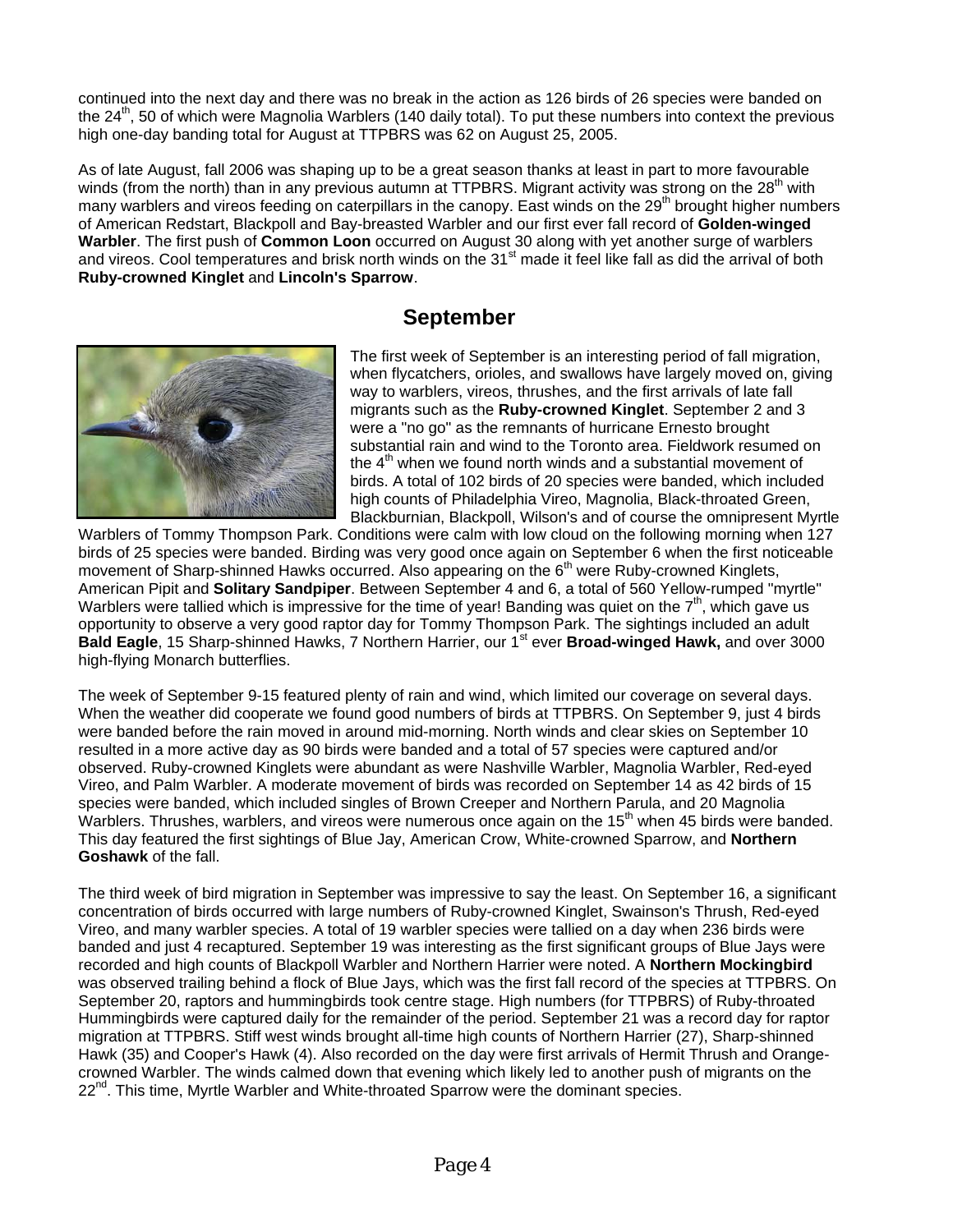continued into the next day and there was no break in the action as 126 birds of 26 species were banded on the 24th, 50 of which were Magnolia Warblers (140 daily total). To put these numbers into context the previous high one-day banding total for August at TTPBRS was 62 on August 25, 2005.

As of late August, fall 2006 was shaping up to be a great season thanks at least in part to more favourable winds (from the north) than in any previous autumn at TTPBRS. Migrant activity was strong on the 28th with many warblers and vireos feeding on caterpillars in the canopy. East winds on the 29th brought higher numbers of American Redstart, Blackpoll and Bay-breasted Warbler and our first ever fall record of **Golden-winged Warbler**. The first push of **Common Loon** occurred on August 30 along with yet another surge of warblers and vireos. Cool temperatures and brisk north winds on the 31st made it feel like fall as did the arrival of both **Ruby-crowned Kinglet** and **Lincoln's Sparrow**.

## September

The first week of September is an interesting period of fall migration, when flycatchers, orioles, and swallows have largely moved on, giving way to warblers, vireos, thrushes, and the first arrivals of late fall migrants such as the **Ruby-crowned Kinglet**. September 2 and 3 were a "no go" as the remnants of hurricane Ernesto brought substantial rain and wind to the Toronto area. Fieldwork resumed on the 4th when we found north winds and a substantial movement of birds. A total of 102 birds of 20 species were banded, which included high counts of Philadelphia Vireo, Magnolia, Black-throated Green, Blackburnian, Blackpoll, Wilson's and of course the omnipresent Myrtle Warblers of Tommy Thompson Park. Conditions were calm with low cloud on the following morning when 127 birds of 25 species were banded. Birding was very good once again on September 6 when the first noticeable movement of Sharp-shinned Hawks occurred. Also appearing on the 6th were Ruby-crowned Kinglets, American Pipit and **Solitary Sandpiper**. Between September 4 and 6, a total of 560 Yellow-rumped "myrtle" Warblers were tallied which is impressive for the time of year! Banding was quiet on the 7th, which gave us opportunity to observe a very good raptor day for Tommy Thompson Park. The sightings included an adult **Bald Eagle**, 15 Sharp-shinned Hawks, 7 Northern Harrier, our 1st ever **Broad-winged Hawk,** and over 3000 high-flying Monarch butterflies.

The week of September 9-15 featured plenty of rain and wind, which limited our coverage on several days. When the weather did cooperate we found good numbers of birds at TTPBRS. On September 9, just 4 birds were banded before the rain moved in around mid-morning. North winds and clear skies on September 10 resulted in a more active day as 90 birds were banded and a total of 57 species were captured and/or observed. Ruby-crowned Kinglets were abundant as were Nashville Warbler, Magnolia Warbler, Red-eyed Vireo, and Palm Warbler. A moderate movement of birds was recorded on September 14 as 42 birds of 15 species were banded, which included singles of Brown Creeper and Northern Parula, and 20 Magnolia Warblers. Thrushes, warblers, and vireos were numerous once again on the 15th when 45 birds were banded. This day featured the first sightings of Blue Jay, American Crow, White-crowned Sparrow, and **Northern Goshawk** of the fall.

The third week of bird migration in September was impressive to say the least. On September 16, a significant concentration of birds occurred with large numbers of Ruby-crowned Kinglet, Swainson's Thrush, Red-eyed Vireo, and many warbler species. A total of 19 warbler species were tallied on a day when 236 birds were banded and just 4 recaptured. September 19 was interesting as the first significant groups of Blue Jays were recorded and high counts of Blackpoll Warbler and Northern Harrier were noted. A **Northern Mockingbird** was observed trailing behind a flock of Blue Jays, which was the first fall record of the species at TTPBRS. On September 20, raptors and hummingbirds took centre stage. High numbers (for TTPBRS) of Ruby-throated Hummingbirds were captured daily for the remainder of the period. September 21 was a record day for raptor migration at TTPBRS. Stiff west winds brought all-time high counts of Northern Harrier (27), Sharp-shinned Hawk (35) and Cooper's Hawk (4). Also recorded on the day were first arrivals of Hermit Thrush and Orange-crowned Warbler. The winds calmed down that evening which likely led to another push of migrants on the 22nd. This time, Myrtle Warbler and White-throated Sparrow were the dominant species.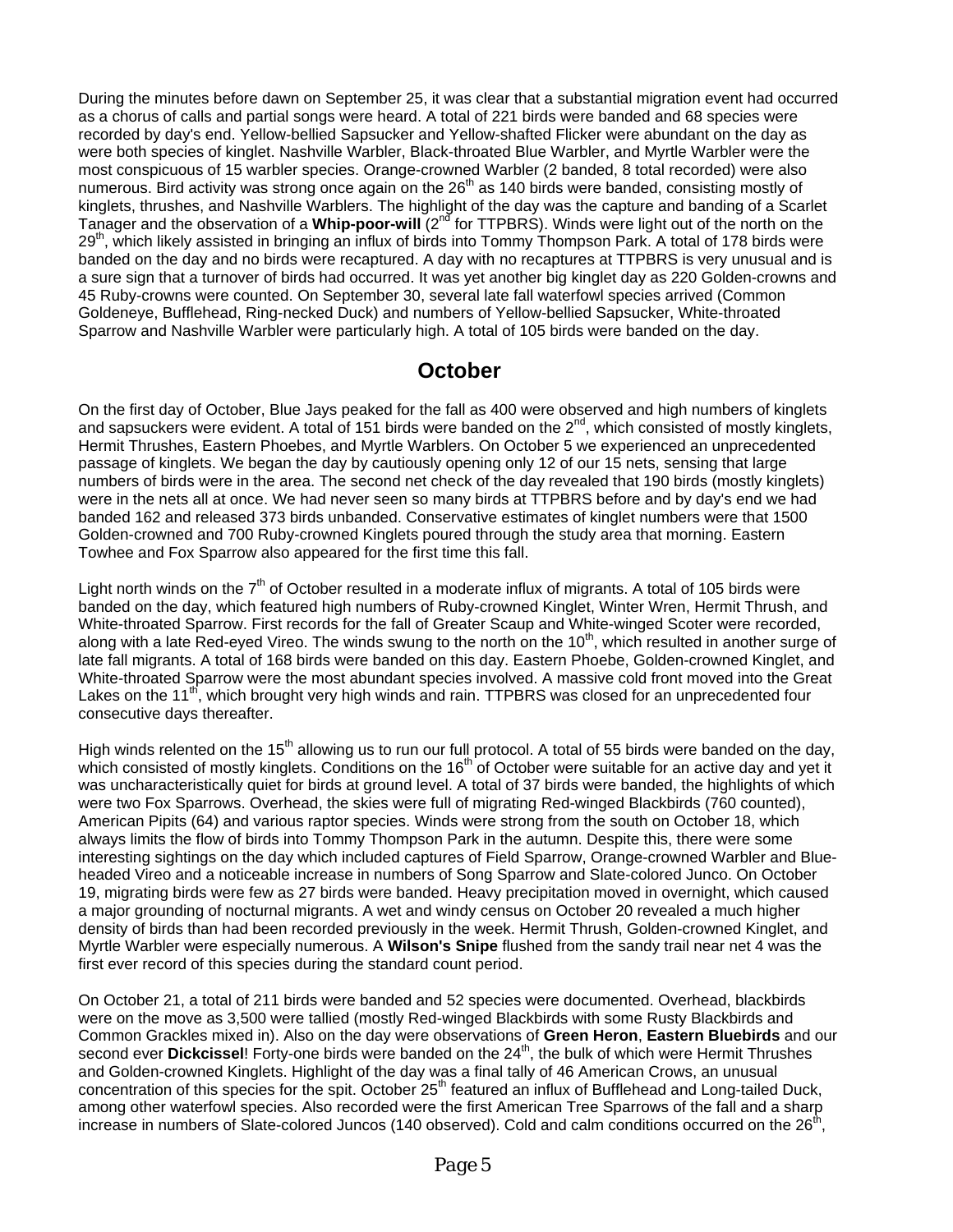During the minutes before dawn on September 25, it was clear that a substantial migration event had occurred as a chorus of calls and partial songs were heard. A total of 221 birds were banded and 68 species were recorded by day's end. Yellow-bellied Sapsucker and Yellow-shafted Flicker were abundant on the day as were both species of kinglet. Nashville Warbler, Black-throated Blue Warbler, and Myrtle Warbler were the most conspicuous of 15 warbler species. Orange-crowned Warbler (2 banded, 8 total recorded) were also numerous. Bird activity was strong once again on the 26th as 140 birds were banded, consisting mostly of kinglets, thrushes, and Nashville Warblers. The highlight of the day was the capture and banding of a Scarlet Tanager and the observation of a **Whip-poor-will** (2nd for TTPBRS). Winds were light out of the north on the 29th, which likely assisted in bringing an influx of birds into Tommy Thompson Park. A total of 178 birds were banded on the day and no birds were recaptured. A day with no recaptures at TTPBRS is very unusual and is a sure sign that a turnover of birds had occurred. It was yet another big kinglet day as 220 Golden-crowns and 45 Ruby-crowns were counted. On September 30, several late fall waterfowl species arrived (Common Goldeneye, Bufflehead, Ring-necked Duck) and numbers of Yellow-bellied Sapsucker, White-throated Sparrow and Nashville Warbler were particularly high. A total of 105 birds were banded on the day.

## October

On the first day of October, Blue Jays peaked for the fall as 400 were observed and high numbers of kinglets and sapsuckers were evident. A total of 151 birds were banded on the 2nd, which consisted of mostly kinglets, Hermit Thrushes, Eastern Phoebes, and Myrtle Warblers. On October 5 we experienced an unprecedented passage of kinglets. We began the day by cautiously opening only 12 of our 15 nets, sensing that large numbers of birds were in the area. The second net check of the day revealed that 190 birds (mostly kinglets) were in the nets all at once. We had never seen so many birds at TTPBRS before and by day's end we had banded 162 and released 373 birds unbanded. Conservative estimates of kinglet numbers were that 1500 Golden-crowned and 700 Ruby-crowned Kinglets poured through the study area that morning. Eastern Towhee and Fox Sparrow also appeared for the first time this fall.

Light north winds on the 7th of October resulted in a moderate influx of migrants. A total of 105 birds were banded on the day, which featured high numbers of Ruby-crowned Kinglet, Winter Wren, Hermit Thrush, and White-throated Sparrow. First records for the fall of Greater Scaup and White-winged Scoter were recorded, along with a late Red-eyed Vireo. The winds swung to the north on the 10th, which resulted in another surge of late fall migrants. A total of 168 birds were banded on this day. Eastern Phoebe, Golden-crowned Kinglet, and White-throated Sparrow were the most abundant species involved. A massive cold front moved into the Great Lakes on the 11th, which brought very high winds and rain. TTPBRS was closed for an unprecedented four consecutive days thereafter.

High winds relented on the 15th allowing us to run our full protocol. A total of 55 birds were banded on the day, which consisted of mostly kinglets. Conditions on the 16th of October were suitable for an active day and yet it was uncharacteristically quiet for birds at ground level. A total of 37 birds were banded, the highlights of which were two Fox Sparrows. Overhead, the skies were full of migrating Red-winged Blackbirds (760 counted), American Pipits (64) and various raptor species. Winds were strong from the south on October 18, which always limits the flow of birds into Tommy Thompson Park in the autumn. Despite this, there were some interesting sightings on the day which included captures of Field Sparrow, Orange-crowned Warbler and Blue-headed Vireo and a noticeable increase in numbers of Song Sparrow and Slate-colored Junco. On October 19, migrating birds were few as 27 birds were banded. Heavy precipitation moved in overnight, which caused a major grounding of nocturnal migrants. A wet and windy census on October 20 revealed a much higher density of birds than had been recorded previously in the week. Hermit Thrush, Golden-crowned Kinglet, and Myrtle Warbler were especially numerous. A **Wilson's Snipe** flushed from the sandy trail near net 4 was the first ever record of this species during the standard count period.

On October 21, a total of 211 birds were banded and 52 species were documented. Overhead, blackbirds were on the move as 3,500 were tallied (mostly Red-winged Blackbirds with some Rusty Blackbirds and Common Grackles mixed in). Also on the day were observations of **Green Heron**, **Eastern Bluebirds** and our second ever **Dickcissel**! Forty-one birds were banded on the 24th, the bulk of which were Hermit Thrushes and Golden-crowned Kinglets. Highlight of the day was a final tally of 46 American Crows, an unusual concentration of this species for the spit. October 25th featured an influx of Bufflehead and Long-tailed Duck, among other waterfowl species. Also recorded were the first American Tree Sparrows of the fall and a sharp increase in numbers of Slate-colored Juncos (140 observed). Cold and calm conditions occurred on the 26th,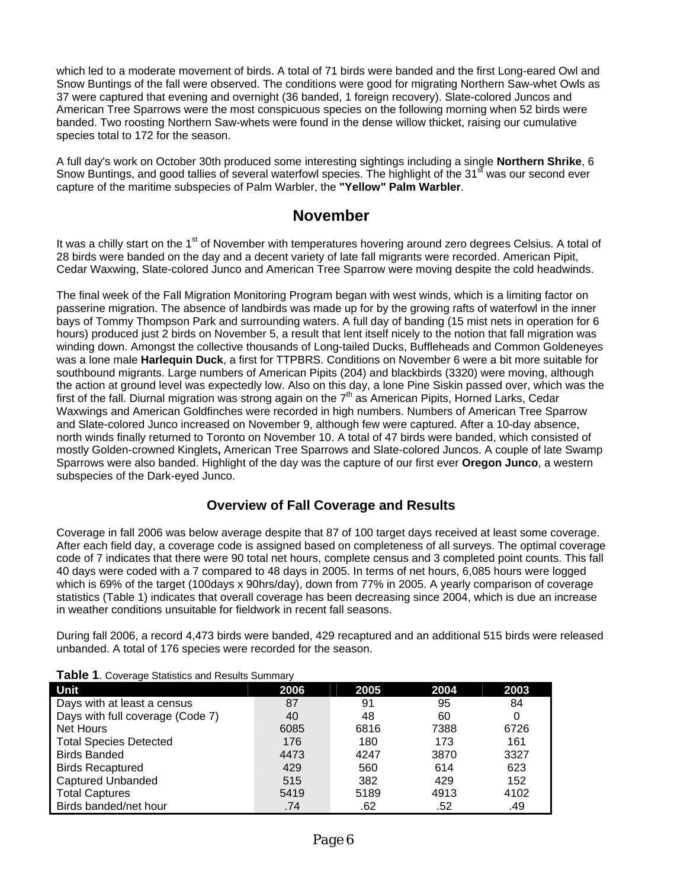which led to a moderate movement of birds. A total of 71 birds were banded and the first Long-eared Owl and Snow Buntings of the fall were observed. The conditions were good for migrating Northern Saw-whet Owls as 37 were captured that evening and overnight (36 banded, 1 foreign recovery). Slate-colored Juncos and American Tree Sparrows were the most conspicuous species on the following morning when 52 birds were banded. Two roosting Northern Saw-whets were found in the dense willow thicket, raising our cumulative species total to 172 for the season.

A full day's work on October 30th produced some interesting sightings including a single **Northern Shrike**, 6 Snow Buntings, and good tallies of several waterfowl species. The highlight of the 31st was our second ever capture of the maritime subspecies of Palm Warbler, the **"Yellow" Palm Warbler**.

## November

It was a chilly start on the 1st of November with temperatures hovering around zero degrees Celsius. A total of 28 birds were banded on the day and a decent variety of late fall migrants were recorded. American Pipit, Cedar Waxwing, Slate-colored Junco and American Tree Sparrow were moving despite the cold headwinds.

The final week of the Fall Migration Monitoring Program began with west winds, which is a limiting factor on passerine migration. The absence of landbirds was made up for by the growing rafts of waterfowl in the inner bays of Tommy Thompson Park and surrounding waters. A full day of banding (15 mist nets in operation for 6 hours) produced just 2 birds on November 5, a result that lent itself nicely to the notion that fall migration was winding down. Amongst the collective thousands of Long-tailed Ducks, Buffleheads and Common Goldeneyes was a lone male **Harlequin Duck**, a first for TTPBRS. Conditions on November 6 were a bit more suitable for southbound migrants. Large numbers of American Pipits (204) and blackbirds (3320) were moving, although the action at ground level was expectedly low. Also on this day, a lone Pine Siskin passed over, which was the first of the fall. Diurnal migration was strong again on the 7th as American Pipits, Horned Larks, Cedar Waxwings and American Goldfinches were recorded in high numbers. Numbers of American Tree Sparrow and Slate-colored Junco increased on November 9, although few were captured. After a 10-day absence, north winds finally returned to Toronto on November 10. A total of 47 birds were banded, which consisted of mostly Golden-crowned Kinglets**,** American Tree Sparrows and Slate-colored Juncos. A couple of late Swamp Sparrows were also banded. Highlight of the day was the capture of our first ever **Oregon Junco**, a western subspecies of the Dark-eyed Junco.

### Overview of Fall Coverage and Results

Coverage in fall 2006 was below average despite that 87 of 100 target days received at least some coverage. After each field day, a coverage code is assigned based on completeness of all surveys. The optimal coverage code of 7 indicates that there were 90 total net hours, complete census and 3 completed point counts. This fall 40 days were coded with a 7 compared to 48 days in 2005. In terms of net hours, 6,085 hours were logged which is 69% of the target (100days x 90hrs/day), down from 77% in 2005. A yearly comparison of coverage statistics (Table 1) indicates that overall coverage has been decreasing since 2004, which is due an increase in weather conditions unsuitable for fieldwork in recent fall seasons.

During fall 2006, a record 4,473 birds were banded, 429 recaptured and an additional 515 birds were released unbanded. A total of 176 species were recorded for the season.

**Table 1**. Coverage Statistics and Results Summary

| Unit | 2006 | 2005 | 2004 | 2003 |
|---|---|---|---|---|
| Days with at least a census | 87 | 91 | 95 | 84 |
| Days with full coverage (Code 7) | 40 | 48 | 60 | 0 |
| Net Hours | 6085 | 6816 | 7388 | 6726 |
| Total Species Detected | 176 | 180 | 173 | 161 |
| Birds Banded | 4473 | 4247 | 3870 | 3327 |
| Birds Recaptured | 429 | 560 | 614 | 623 |
| Captured Unbanded | 515 | 382 | 429 | 152 |
| Total Captures | 5419 | 5189 | 4913 | 4102 |
| Birds banded/net hour | .74 | .62 | .52 | .49 |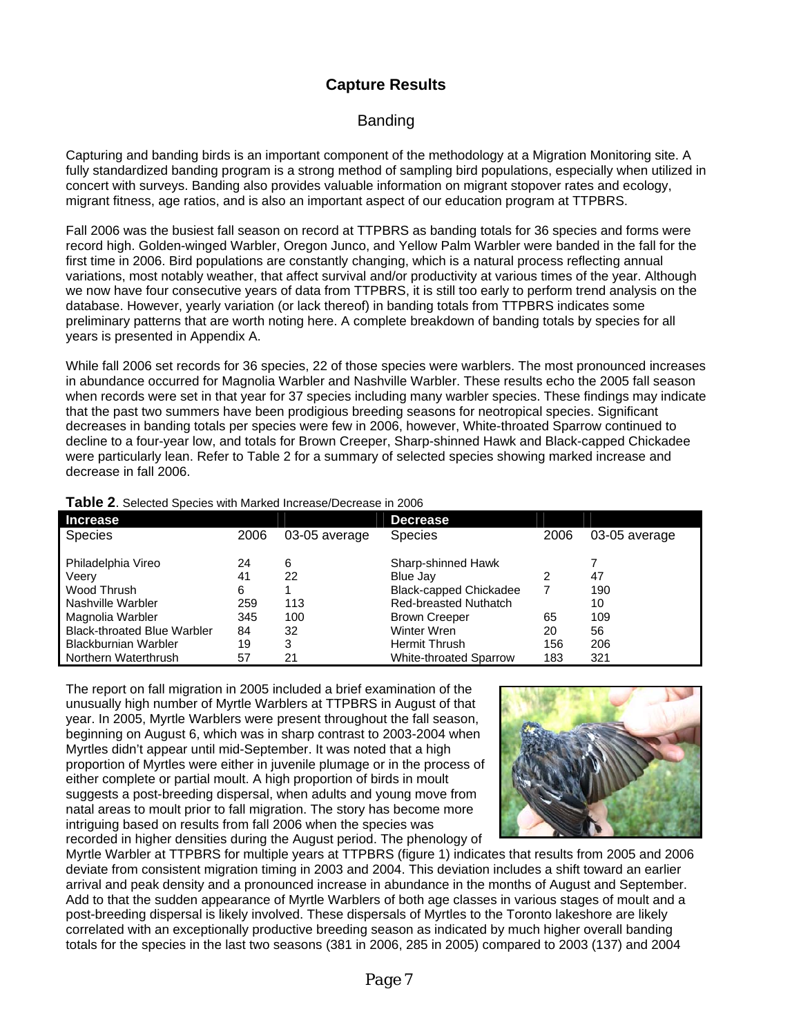## Capture Results

### Banding

Capturing and banding birds is an important component of the methodology at a Migration Monitoring site. A fully standardized banding program is a strong method of sampling bird populations, especially when utilized in concert with surveys. Banding also provides valuable information on migrant stopover rates and ecology, migrant fitness, age ratios, and is also an important aspect of our education program at TTPBRS.

Fall 2006 was the busiest fall season on record at TTPBRS as banding totals for 36 species and forms were record high. Golden-winged Warbler, Oregon Junco, and Yellow Palm Warbler were banded in the fall for the first time in 2006. Bird populations are constantly changing, which is a natural process reflecting annual variations, most notably weather, that affect survival and/or productivity at various times of the year. Although we now have four consecutive years of data from TTPBRS, it is still too early to perform trend analysis on the database. However, yearly variation (or lack thereof) in banding totals from TTPBRS indicates some preliminary patterns that are worth noting here. A complete breakdown of banding totals by species for all years is presented in Appendix A.

While fall 2006 set records for 36 species, 22 of those species were warblers. The most pronounced increases in abundance occurred for Magnolia Warbler and Nashville Warbler. These results echo the 2005 fall season when records were set in that year for 37 species including many warbler species. These findings may indicate that the past two summers have been prodigious breeding seasons for neotropical species. Significant decreases in banding totals per species were few in 2006, however, White-throated Sparrow continued to decline to a four-year low, and totals for Brown Creeper, Sharp-shinned Hawk and Black-capped Chickadee were particularly lean. Refer to Table 2 for a summary of selected species showing marked increase and decrease in fall 2006.

**Table 2**. Selected Species with Marked Increase/Decrease in 2006

| **Increase** | | | **Decrease** | | |
|---|---|---|---|---|---|
| Species | 2006 | 03-05 average | Species | 2006 | 03-05 average |
| Philadelphia Vireo | 24 | 6 | Sharp-shinned Hawk | | 7 |
| Veery | 41 | 22 | Blue Jay | 2 | 47 |
| Wood Thrush | 6 | 1 | Black-capped Chickadee | 7 | 190 |
| Nashville Warbler | 259 | 113 | Red-breasted Nuthatch | | 10 |
| Magnolia Warbler | 345 | 100 | Brown Creeper | 65 | 109 |
| Black-throated Blue Warbler | 84 | 32 | Winter Wren | 20 | 56 |
| Blackburnian Warbler | 19 | 3 | Hermit Thrush | 156 | 206 |
| Northern Waterthrush | 57 | 21 | White-throated Sparrow | 183 | 321 |

The report on fall migration in 2005 included a brief examination of the unusually high number of Myrtle Warblers at TTPBRS in August of that year. In 2005, Myrtle Warblers were present throughout the fall season, beginning on August 6, which was in sharp contrast to 2003-2004 when Myrtles didn't appear until mid-September. It was noted that a high proportion of Myrtles were either in juvenile plumage or in the process of either complete or partial moult. A high proportion of birds in moult suggests a post-breeding dispersal, when adults and young move from natal areas to moult prior to fall migration. The story has become more intriguing based on results from fall 2006 when the species was recorded in higher densities during the August period. The phenology of Myrtle Warbler at TTPBRS for multiple years at TTPBRS (figure 1) indicates that results from 2005 and 2006 deviate from consistent migration timing in 2003 and 2004. This deviation includes a shift toward an earlier arrival and peak density and a pronounced increase in abundance in the months of August and September. Add to that the sudden appearance of Myrtle Warblers of both age classes in various stages of moult and a post-breeding dispersal is likely involved. These dispersals of Myrtles to the Toronto lakeshore are likely correlated with an exceptionally productive breeding season as indicated by much higher overall banding totals for the species in the last two seasons (381 in 2006, 285 in 2005) compared to 2003 (137) and 2004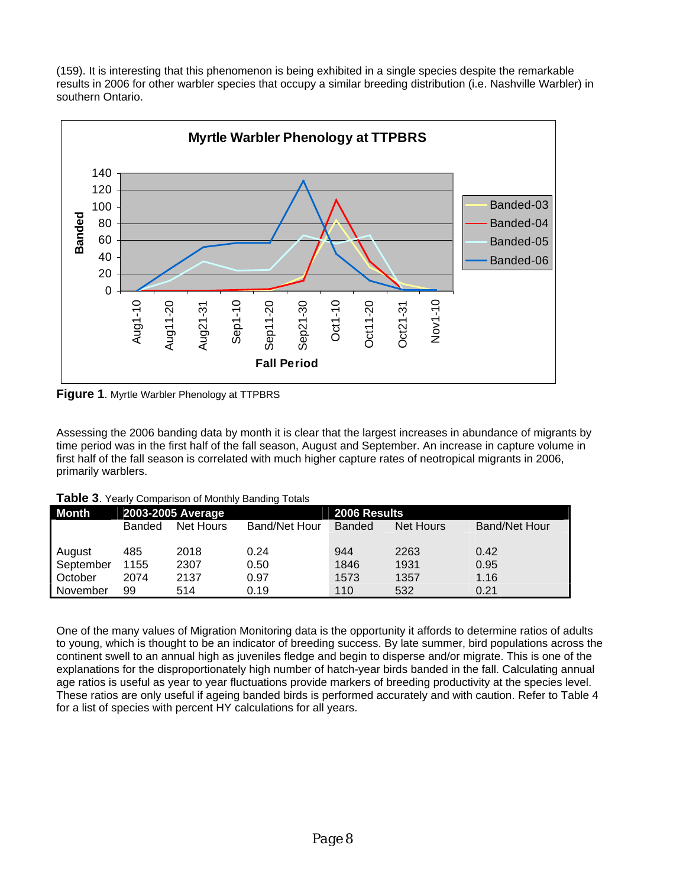(159). It is interesting that this phenomenon is being exhibited in a single species despite the remarkable results in 2006 for other warbler species that occupy a similar breeding distribution (i.e. Nashville Warbler) in southern Ontario.

**Figure 1**. Myrtle Warbler Phenology at TTPBRS

Assessing the 2006 banding data by month it is clear that the largest increases in abundance of migrants by time period was in the first half of the fall season, August and September. An increase in capture volume in first half of the fall season is correlated with much higher capture rates of neotropical migrants in 2006, primarily warblers.

**Table 3**. Yearly Comparison of Monthly Banding Totals

| Month | 2003-2005 Average | | | 2006 Results | | |
|---|---|---|---|---|---|---|
| | Banded | Net Hours | Band/Net Hour | Banded | Net Hours | Band/Net Hour |
| August | 485 | 2018 | 0.24 | 944 | 2263 | 0.42 |
| September | 1155 | 2307 | 0.50 | 1846 | 1931 | 0.95 |
| October | 2074 | 2137 | 0.97 | 1573 | 1357 | 1.16 |
| November | 99 | 514 | 0.19 | 110 | 532 | 0.21 |

One of the many values of Migration Monitoring data is the opportunity it affords to determine ratios of adults to young, which is thought to be an indicator of breeding success. By late summer, bird populations across the continent swell to an annual high as juveniles fledge and begin to disperse and/or migrate. This is one of the explanations for the disproportionately high number of hatch-year birds banded in the fall. Calculating annual age ratios is useful as year to year fluctuations provide markers of breeding productivity at the species level. These ratios are only useful if ageing banded birds is performed accurately and with caution. Refer to Table 4 for a list of species with percent HY calculations for all years.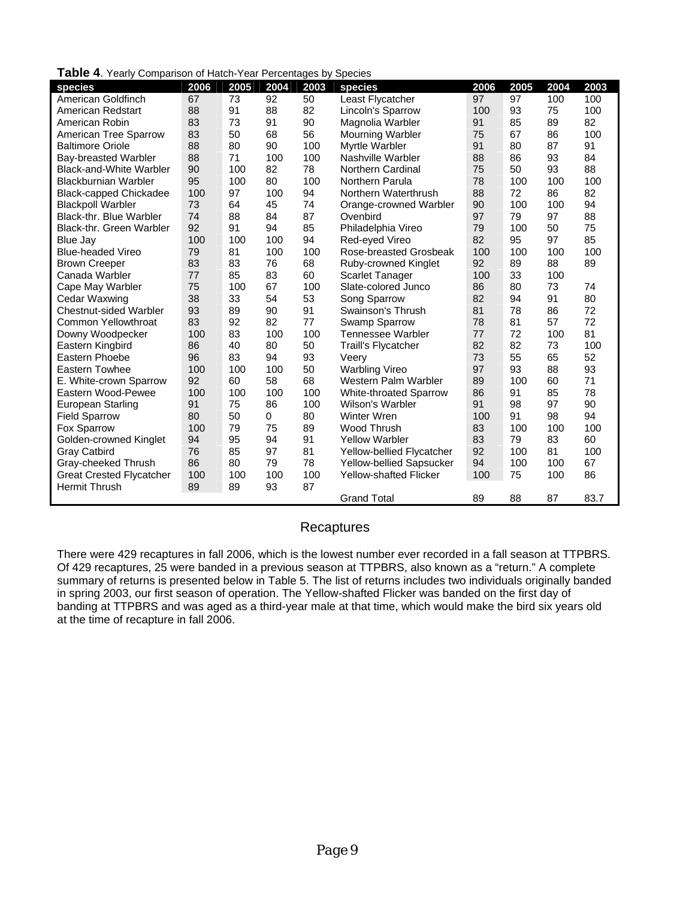**Table 4**. Yearly Comparison of Hatch-Year Percentages by Species

| species | 2006 | 2005 | 2004 | 2003 | species | 2006 | 2005 | 2004 | 2003 |
|---|---|---|---|---|---|---|---|---|---|
| American Goldfinch | 67 | 73 | 92 | 50 | Least Flycatcher | 97 | 97 | 100 | 100 |
| American Redstart | 88 | 91 | 88 | 82 | Lincoln's Sparrow | 100 | 93 | 75 | 100 |
| American Robin | 83 | 73 | 91 | 90 | Magnolia Warbler | 91 | 85 | 89 | 82 |
| American Tree Sparrow | 83 | 50 | 68 | 56 | Mourning Warbler | 75 | 67 | 86 | 100 |
| Baltimore Oriole | 88 | 80 | 90 | 100 | Myrtle Warbler | 91 | 80 | 87 | 91 |
| Bay-breasted Warbler | 88 | 71 | 100 | 100 | Nashville Warbler | 88 | 86 | 93 | 84 |
| Black-and-White Warbler | 90 | 100 | 82 | 78 | Northern Cardinal | 75 | 50 | 93 | 88 |
| Blackburnian Warbler | 95 | 100 | 80 | 100 | Northern Parula | 78 | 100 | 100 | 100 |
| Black-capped Chickadee | 100 | 97 | 100 | 94 | Northern Waterthrush | 88 | 72 | 86 | 82 |
| Blackpoll Warbler | 73 | 64 | 45 | 74 | Orange-crowned Warbler | 90 | 100 | 100 | 94 |
| Black-thr. Blue Warbler | 74 | 88 | 84 | 87 | Ovenbird | 97 | 79 | 97 | 88 |
| Black-thr. Green Warbler | 92 | 91 | 94 | 85 | Philadelphia Vireo | 79 | 100 | 50 | 75 |
| Blue Jay | 100 | 100 | 100 | 94 | Red-eyed Vireo | 82 | 95 | 97 | 85 |
| Blue-headed Vireo | 79 | 81 | 100 | 100 | Rose-breasted Grosbeak | 100 | 100 | 100 | 100 |
| Brown Creeper | 83 | 83 | 76 | 68 | Ruby-crowned Kinglet | 92 | 89 | 88 | 89 |
| Canada Warbler | 77 | 85 | 83 | 60 | Scarlet Tanager | 100 | 33 | 100 | |
| Cape May Warbler | 75 | 100 | 67 | 100 | Slate-colored Junco | 86 | 80 | 73 | 74 |
| Cedar Waxwing | 38 | 33 | 54 | 53 | Song Sparrow | 82 | 94 | 91 | 80 |
| Chestnut-sided Warbler | 93 | 89 | 90 | 91 | Swainson's Thrush | 81 | 78 | 86 | 72 |
| Common Yellowthroat | 83 | 92 | 82 | 77 | Swamp Sparrow | 78 | 81 | 57 | 72 |
| Downy Woodpecker | 100 | 83 | 100 | 100 | Tennessee Warbler | 77 | 72 | 100 | 81 |
| Eastern Kingbird | 86 | 40 | 80 | 50 | Traill's Flycatcher | 82 | 82 | 73 | 100 |
| Eastern Phoebe | 96 | 83 | 94 | 93 | Veery | 73 | 55 | 65 | 52 |
| Eastern Towhee | 100 | 100 | 100 | 50 | Warbling Vireo | 97 | 93 | 88 | 93 |
| E. White-crown Sparrow | 92 | 60 | 58 | 68 | Western Palm Warbler | 89 | 100 | 60 | 71 |
| Eastern Wood-Pewee | 100 | 100 | 100 | 100 | White-throated Sparrow | 86 | 91 | 85 | 78 |
| European Starling | 91 | 75 | 86 | 100 | Wilson's Warbler | 91 | 98 | 97 | 90 |
| Field Sparrow | 80 | 50 | 0 | 80 | Winter Wren | 100 | 91 | 98 | 94 |
| Fox Sparrow | 100 | 79 | 75 | 89 | Wood Thrush | 83 | 100 | 100 | 100 |
| Golden-crowned Kinglet | 94 | 95 | 94 | 91 | Yellow Warbler | 83 | 79 | 83 | 60 |
| Gray Catbird | 76 | 85 | 97 | 81 | Yellow-bellied Flycatcher | 92 | 100 | 81 | 100 |
| Gray-cheeked Thrush | 86 | 80 | 79 | 78 | Yellow-bellied Sapsucker | 94 | 100 | 100 | 67 |
| Great Crested Flycatcher | 100 | 100 | 100 | 100 | Yellow-shafted Flicker | 100 | 75 | 100 | 86 |
| Hermit Thrush | 89 | 89 | 93 | 87 | | | | | |
| | | | | | Grand Total | 89 | 88 | 87 | 83.7 |

## Recaptures

There were 429 recaptures in fall 2006, which is the lowest number ever recorded in a fall season at TTPBRS. Of 429 recaptures, 25 were banded in a previous season at TTPBRS, also known as a "return." A complete summary of returns is presented below in Table 5. The list of returns includes two individuals originally banded in spring 2003, our first season of operation. The Yellow-shafted Flicker was banded on the first day of banding at TTPBRS and was aged as a third-year male at that time, which would make the bird six years old at the time of recapture in fall 2006.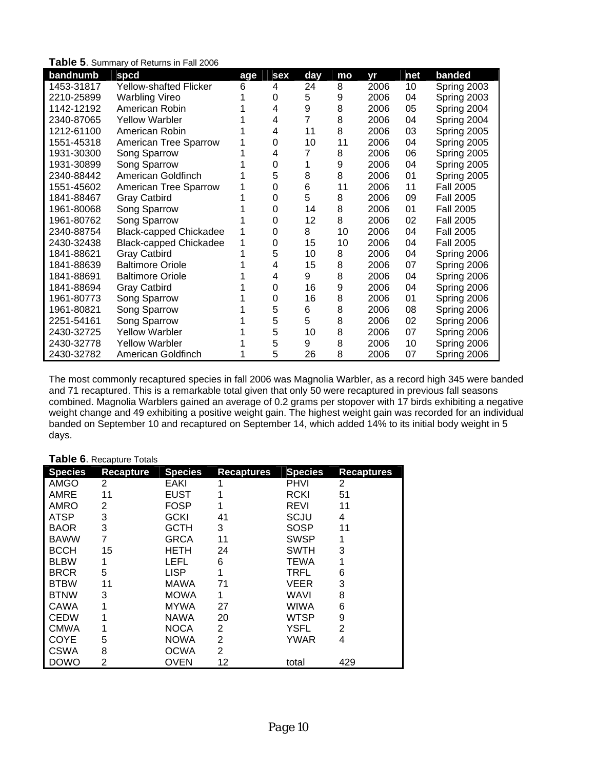**Table 5**. Summary of Returns in Fall 2006

| bandnumb | spcd | age | sex | day | mo | yr | net | banded |
|---|---|---|---|---|---|---|---|---|
| 1453-31817 | Yellow-shafted Flicker | 6 | 4 | 24 | 8 | 2006 | 10 | Spring 2003 |
| 2210-25899 | Warbling Vireo | 1 | 0 | 5 | 9 | 2006 | 04 | Spring 2003 |
| 1142-12192 | American Robin | 1 | 4 | 9 | 8 | 2006 | 05 | Spring 2004 |
| 2340-87065 | Yellow Warbler | 1 | 4 | 7 | 8 | 2006 | 04 | Spring 2004 |
| 1212-61100 | American Robin | 1 | 4 | 11 | 8 | 2006 | 03 | Spring 2005 |
| 1551-45318 | American Tree Sparrow | 1 | 0 | 10 | 11 | 2006 | 04 | Spring 2005 |
| 1931-30300 | Song Sparrow | 1 | 4 | 7 | 8 | 2006 | 06 | Spring 2005 |
| 1931-30899 | Song Sparrow | 1 | 0 | 1 | 9 | 2006 | 04 | Spring 2005 |
| 2340-88442 | American Goldfinch | 1 | 5 | 8 | 8 | 2006 | 01 | Spring 2005 |
| 1551-45602 | American Tree Sparrow | 1 | 0 | 6 | 11 | 2006 | 11 | Fall 2005 |
| 1841-88467 | Gray Catbird | 1 | 0 | 5 | 8 | 2006 | 09 | Fall 2005 |
| 1961-80068 | Song Sparrow | 1 | 0 | 14 | 8 | 2006 | 01 | Fall 2005 |
| 1961-80762 | Song Sparrow | 1 | 0 | 12 | 8 | 2006 | 02 | Fall 2005 |
| 2340-88754 | Black-capped Chickadee | 1 | 0 | 8 | 10 | 2006 | 04 | Fall 2005 |
| 2430-32438 | Black-capped Chickadee | 1 | 0 | 15 | 10 | 2006 | 04 | Fall 2005 |
| 1841-88621 | Gray Catbird | 1 | 5 | 10 | 8 | 2006 | 04 | Spring 2006 |
| 1841-88639 | Baltimore Oriole | 1 | 4 | 15 | 8 | 2006 | 07 | Spring 2006 |
| 1841-88691 | Baltimore Oriole | 1 | 4 | 9 | 8 | 2006 | 04 | Spring 2006 |
| 1841-88694 | Gray Catbird | 1 | 0 | 16 | 9 | 2006 | 04 | Spring 2006 |
| 1961-80773 | Song Sparrow | 1 | 0 | 16 | 8 | 2006 | 01 | Spring 2006 |
| 1961-80821 | Song Sparrow | 1 | 5 | 6 | 8 | 2006 | 08 | Spring 2006 |
| 2251-54161 | Song Sparrow | 1 | 5 | 5 | 8 | 2006 | 02 | Spring 2006 |
| 2430-32725 | Yellow Warbler | 1 | 5 | 10 | 8 | 2006 | 07 | Spring 2006 |
| 2430-32778 | Yellow Warbler | 1 | 5 | 9 | 8 | 2006 | 10 | Spring 2006 |
| 2430-32782 | American Goldfinch | 1 | 5 | 26 | 8 | 2006 | 07 | Spring 2006 |

The most commonly recaptured species in fall 2006 was Magnolia Warbler, as a record high 345 were banded and 71 recaptured. This is a remarkable total given that only 50 were recaptured in previous fall seasons combined. Magnolia Warblers gained an average of 0.2 grams per stopover with 17 birds exhibiting a negative weight change and 49 exhibiting a positive weight gain. The highest weight gain was recorded for an individual banded on September 10 and recaptured on September 14, which added 14% to its initial body weight in 5 days.

**Table 6**. Recapture Totals

| Species | Recapture | Species | Recaptures | Species | Recaptures |
|---|---|---|---|---|---|
| AMGO | 2 | EAKI | 1 | PHVI | 2 |
| AMRE | 11 | EUST | 1 | RCKI | 51 |
| AMRO | 2 | FOSP | 1 | REVI | 11 |
| ATSP | 3 | GCKI | 41 | SCJU | 4 |
| BAOR | 3 | GCTH | 3 | SOSP | 11 |
| BAWW | 7 | GRCA | 11 | SWSP | 1 |
| BCCH | 15 | HETH | 24 | SWTH | 3 |
| BLBW | 1 | LEFL | 6 | TEWA | 1 |
| BRCR | 5 | LISP | 1 | TRFL | 6 |
| BTBW | 11 | MAWA | 71 | VEER | 3 |
| BTNW | 3 | MOWA | 1 | WAVI | 8 |
| CAWA | 1 | MYWA | 27 | WIWA | 6 |
| CEDW | 1 | NAWA | 20 | WTSP | 9 |
| CMWA | 1 | NOCA | 2 | YSFL | 2 |
| COYE | 5 | NOWA | 2 | YWAR | 4 |
| CSWA | 8 | OCWA | 2 | | |
| DOWO | 2 | OVEN | 12 | total | 429 |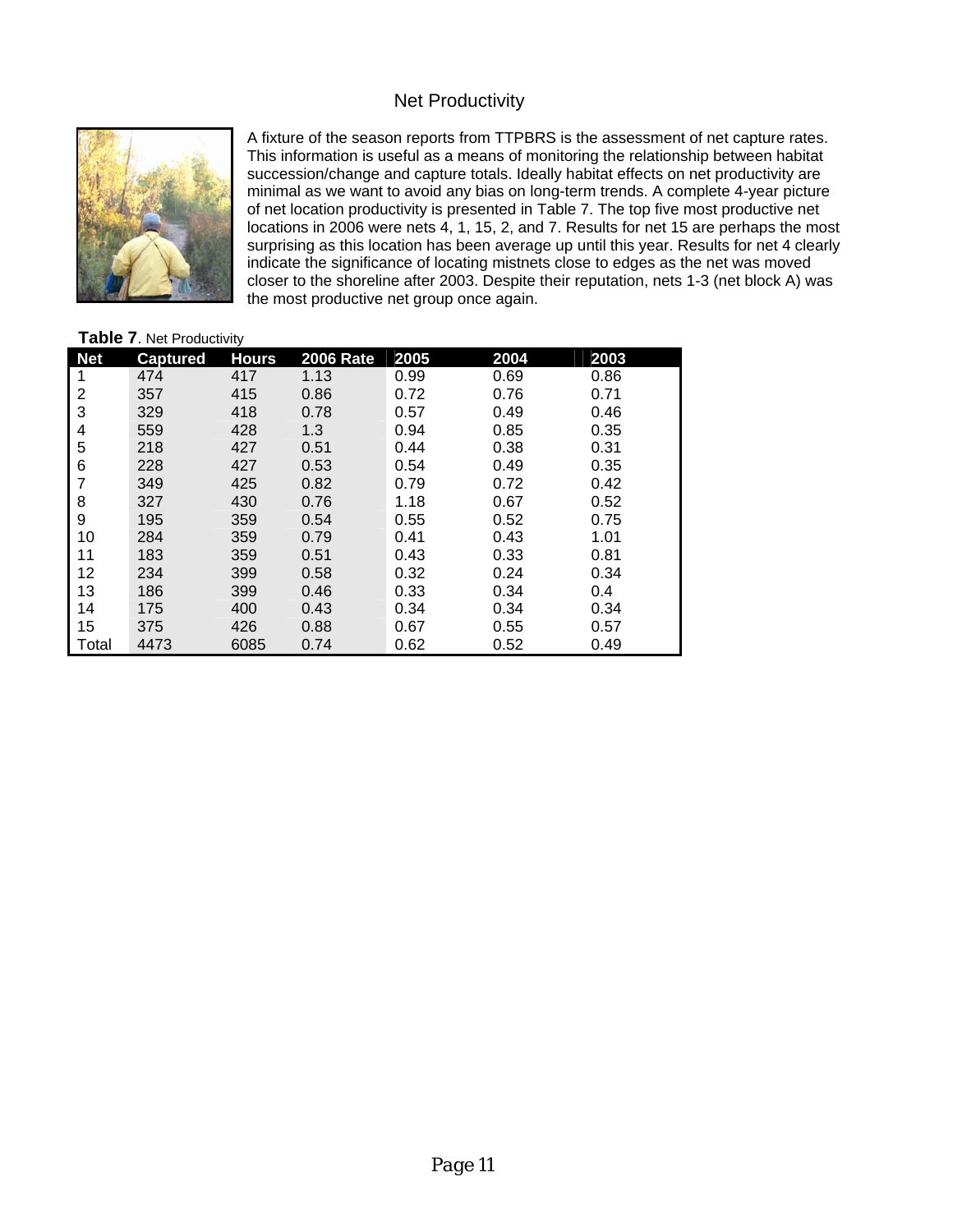# Net Productivity

A fixture of the season reports from TTPBRS is the assessment of net capture rates. This information is useful as a means of monitoring the relationship between habitat succession/change and capture totals. Ideally habitat effects on net productivity are minimal as we want to avoid any bias on long-term trends. A complete 4-year picture of net location productivity is presented in Table 7. The top five most productive net locations in 2006 were nets 4, 1, 15, 2, and 7. Results for net 15 are perhaps the most surprising as this location has been average up until this year. Results for net 4 clearly indicate the significance of locating mistnets close to edges as the net was moved closer to the shoreline after 2003. Despite their reputation, nets 1-3 (net block A) was the most productive net group once again.

**Table 7**. Net Productivity

| Net | Captured | Hours | 2006 Rate | 2005 | 2004 | 2003 |
|---|---|---|---|---|---|---|
| 1 | 474 | 417 | 1.13 | 0.99 | 0.69 | 0.86 |
| 2 | 357 | 415 | 0.86 | 0.72 | 0.76 | 0.71 |
| 3 | 329 | 418 | 0.78 | 0.57 | 0.49 | 0.46 |
| 4 | 559 | 428 | 1.3 | 0.94 | 0.85 | 0.35 |
| 5 | 218 | 427 | 0.51 | 0.44 | 0.38 | 0.31 |
| 6 | 228 | 427 | 0.53 | 0.54 | 0.49 | 0.35 |
| 7 | 349 | 425 | 0.82 | 0.79 | 0.72 | 0.42 |
| 8 | 327 | 430 | 0.76 | 1.18 | 0.67 | 0.52 |
| 9 | 195 | 359 | 0.54 | 0.55 | 0.52 | 0.75 |
| 10 | 284 | 359 | 0.79 | 0.41 | 0.43 | 1.01 |
| 11 | 183 | 359 | 0.51 | 0.43 | 0.33 | 0.81 |
| 12 | 234 | 399 | 0.58 | 0.32 | 0.24 | 0.34 |
| 13 | 186 | 399 | 0.46 | 0.33 | 0.34 | 0.4 |
| 14 | 175 | 400 | 0.43 | 0.34 | 0.34 | 0.34 |
| 15 | 375 | 426 | 0.88 | 0.67 | 0.55 | 0.57 |
| Total | 4473 | 6085 | 0.74 | 0.62 | 0.52 | 0.49 |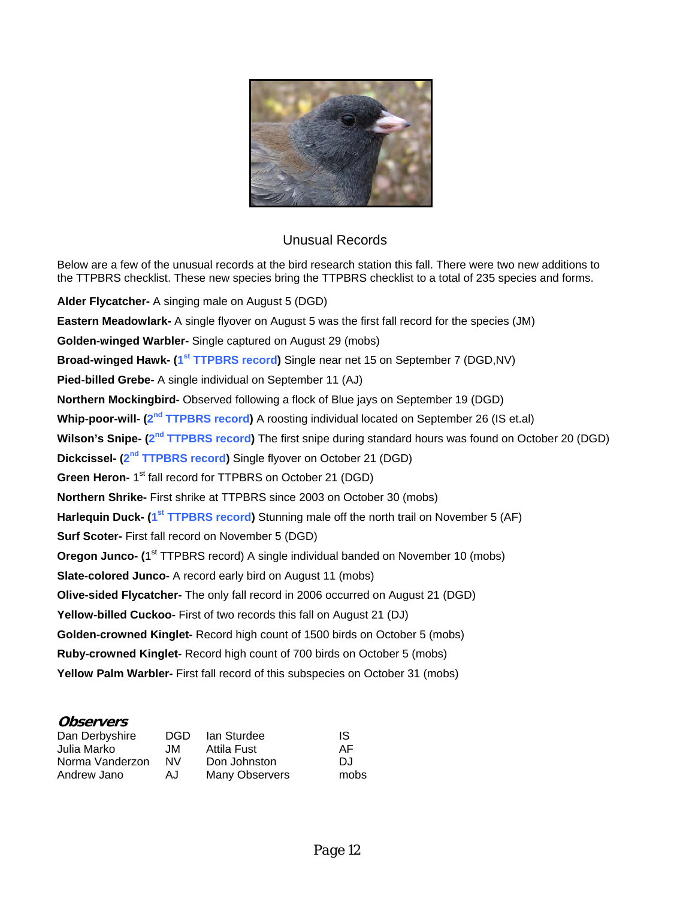## Unusual Records

Below are a few of the unusual records at the bird research station this fall. There were two new additions to the TTPBRS checklist. These new species bring the TTPBRS checklist to a total of 235 species and forms.

**Alder Flycatcher-** A singing male on August 5 (DGD)

**Eastern Meadowlark-** A single flyover on August 5 was the first fall record for the species (JM)

**Golden-winged Warbler-** Single captured on August 29 (mobs)

**Broad-winged Hawk- (1st TTPBRS record)** Single near net 15 on September 7 (DGD,NV)

**Pied-billed Grebe-** A single individual on September 11 (AJ)

**Northern Mockingbird-** Observed following a flock of Blue jays on September 19 (DGD)

**Whip-poor-will- (2nd TTPBRS record)** A roosting individual located on September 26 (IS et.al)

**Wilson's Snipe- (2nd TTPBRS record)** The first snipe during standard hours was found on October 20 (DGD)

**Dickcissel- (2nd TTPBRS record)** Single flyover on October 21 (DGD)

**Green Heron-** 1st fall record for TTPBRS on October 21 (DGD)

**Northern Shrike-** First shrike at TTPBRS since 2003 on October 30 (mobs)

**Harlequin Duck- (1st TTPBRS record)** Stunning male off the north trail on November 5 (AF)

**Surf Scoter-** First fall record on November 5 (DGD)

**Oregon Junco- (**1st TTPBRS record) A single individual banded on November 10 (mobs)

**Slate-colored Junco-** A record early bird on August 11 (mobs)

**Olive-sided Flycatcher-** The only fall record in 2006 occurred on August 21 (DGD)

**Yellow-billed Cuckoo-** First of two records this fall on August 21 (DJ)

**Golden-crowned Kinglet-** Record high count of 1500 birds on October 5 (mobs)

**Ruby-crowned Kinglet-** Record high count of 700 birds on October 5 (mobs)

**Yellow Palm Warbler-** First fall record of this subspecies on October 31 (mobs)

### *Observers*

| | | | |
|---|---|---|---|
| Dan Derbyshire | DGD | Ian Sturdee | IS |
| Julia Marko | JM | Attila Fust | AF |
| Norma Vanderzon | NV | Don Johnston | DJ |
| Andrew Jano | AJ | Many Observers | mobs |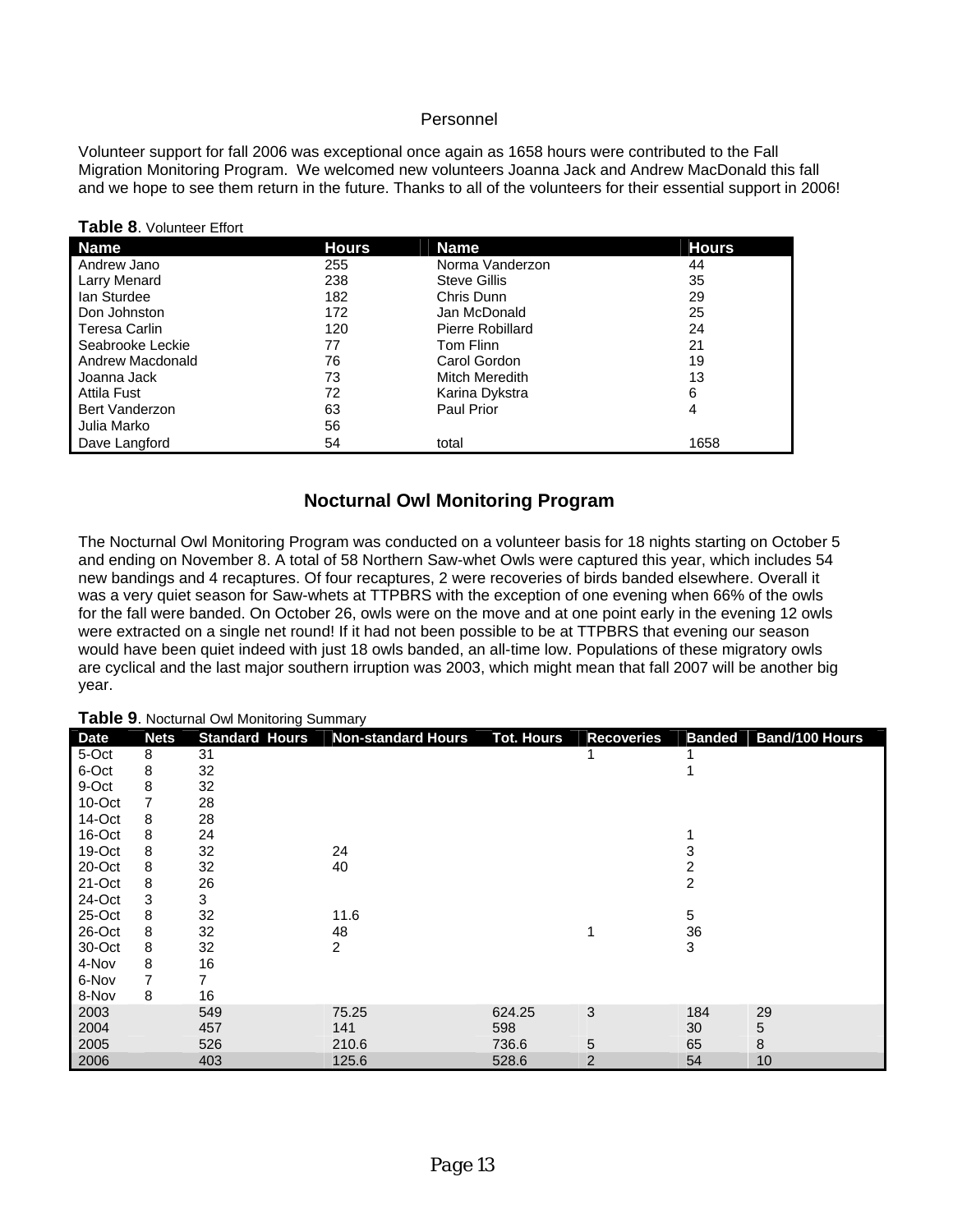## Personnel

Volunteer support for fall 2006 was exceptional once again as 1658 hours were contributed to the Fall Migration Monitoring Program. We welcomed new volunteers Joanna Jack and Andrew MacDonald this fall and we hope to see them return in the future. Thanks to all of the volunteers for their essential support in 2006!

**Table 8**. Volunteer Effort

| Name | Hours | Name | Hours |
|---|---|---|---|
| Andrew Jano | 255 | Norma Vanderzon | 44 |
| Larry Menard | 238 | Steve Gillis | 35 |
| Ian Sturdee | 182 | Chris Dunn | 29 |
| Don Johnston | 172 | Jan McDonald | 25 |
| Teresa Carlin | 120 | Pierre Robillard | 24 |
| Seabrooke Leckie | 77 | Tom Flinn | 21 |
| Andrew Macdonald | 76 | Carol Gordon | 19 |
| Joanna Jack | 73 | Mitch Meredith | 13 |
| Attila Fust | 72 | Karina Dykstra | 6 |
| Bert Vanderzon | 63 | Paul Prior | 4 |
| Julia Marko | 56 | | |
| Dave Langford | 54 | total | 1658 |

## Nocturnal Owl Monitoring Program

The Nocturnal Owl Monitoring Program was conducted on a volunteer basis for 18 nights starting on October 5 and ending on November 8. A total of 58 Northern Saw-whet Owls were captured this year, which includes 54 new bandings and 4 recaptures. Of four recaptures, 2 were recoveries of birds banded elsewhere. Overall it was a very quiet season for Saw-whets at TTPBRS with the exception of one evening when 66% of the owls for the fall were banded. On October 26, owls were on the move and at one point early in the evening 12 owls were extracted on a single net round! If it had not been possible to be at TTPBRS that evening our season would have been quiet indeed with just 18 owls banded, an all-time low. Populations of these migratory owls are cyclical and the last major southern irruption was 2003, which might mean that fall 2007 will be another big year.

**Table 9**. Nocturnal Owl Monitoring Summary

| Date | Nets | Standard Hours | Non-standard Hours | Tot. Hours | Recoveries | Banded | Band/100 Hours |
|---|---|---|---|---|---|---|---|
| 5-Oct | 8 | 31 | | | 1 | 1 | |
| 6-Oct | 8 | 32 | | | | 1 | |
| 9-Oct | 8 | 32 | | | | | |
| 10-Oct | 7 | 28 | | | | | |
| 14-Oct | 8 | 28 | | | | | |
| 16-Oct | 8 | 24 | | | | 1 | |
| 19-Oct | 8 | 32 | 24 | | | 3 | |
| 20-Oct | 8 | 32 | 40 | | | 2 | |
| 21-Oct | 8 | 26 | | | | 2 | |
| 24-Oct | 3 | 3 | | | | | |
| 25-Oct | 8 | 32 | 11.6 | | | 5 | |
| 26-Oct | 8 | 32 | 48 | | 1 | 36 | |
| 30-Oct | 8 | 32 | 2 | | | 3 | |
| 4-Nov | 8 | 16 | | | | | |
| 6-Nov | 7 | 7 | | | | | |
| 8-Nov | 8 | 16 | | | | | |
| 2003 | | 549 | 75.25 | 624.25 | 3 | 184 | 29 |
| 2004 | | 457 | 141 | 598 | | 30 | 5 |
| 2005 | | 526 | 210.6 | 736.6 | 5 | 65 | 8 |
| 2006 | | 403 | 125.6 | 528.6 | 2 | 54 | 10 |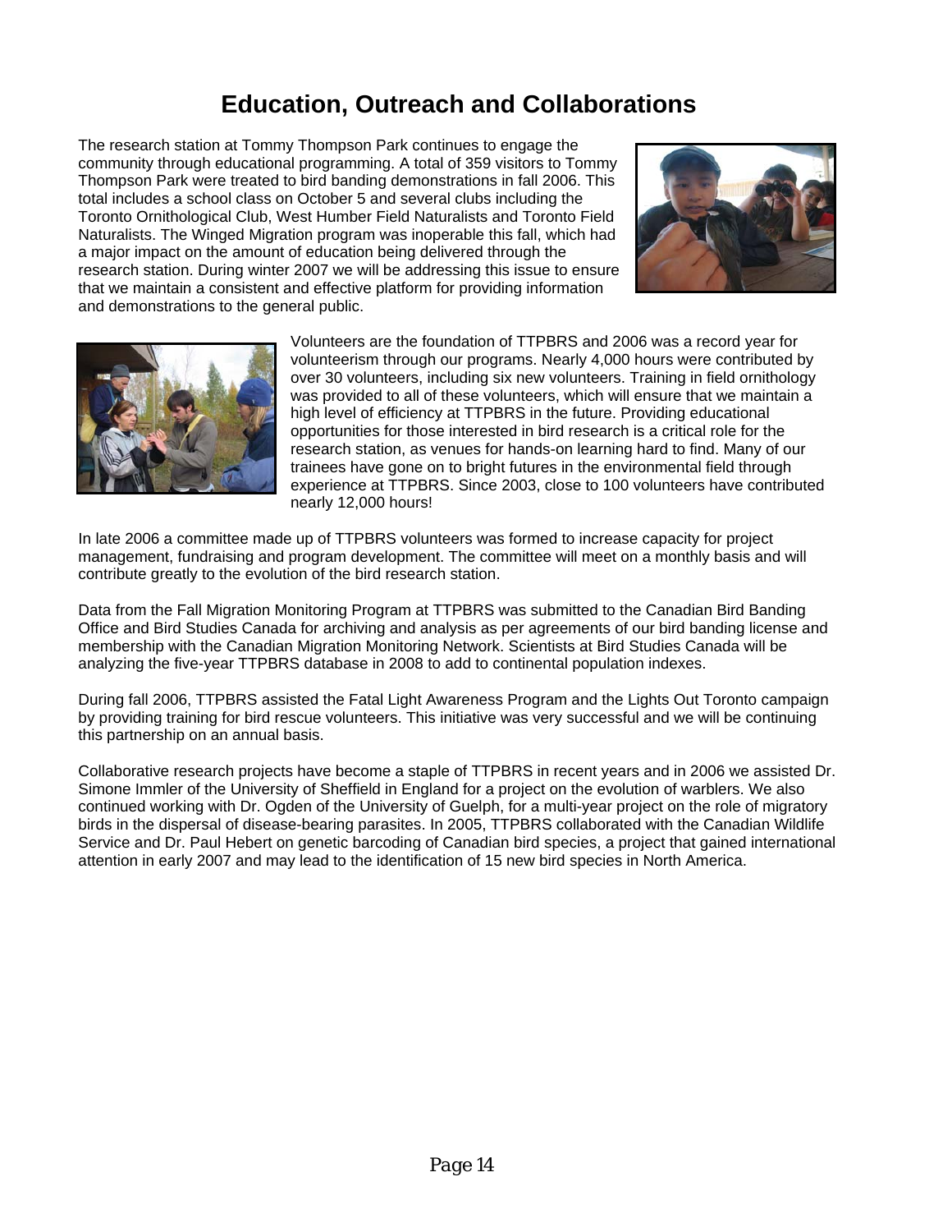# Education, Outreach and Collaborations

The research station at Tommy Thompson Park continues to engage the community through educational programming. A total of 359 visitors to Tommy Thompson Park were treated to bird banding demonstrations in fall 2006. This total includes a school class on October 5 and several clubs including the Toronto Ornithological Club, West Humber Field Naturalists and Toronto Field Naturalists. The Winged Migration program was inoperable this fall, which had a major impact on the amount of education being delivered through the research station. During winter 2007 we will be addressing this issue to ensure that we maintain a consistent and effective platform for providing information and demonstrations to the general public.

Volunteers are the foundation of TTPBRS and 2006 was a record year for volunteerism through our programs. Nearly 4,000 hours were contributed by over 30 volunteers, including six new volunteers. Training in field ornithology was provided to all of these volunteers, which will ensure that we maintain a high level of efficiency at TTPBRS in the future. Providing educational opportunities for those interested in bird research is a critical role for the research station, as venues for hands-on learning hard to find. Many of our trainees have gone on to bright futures in the environmental field through experience at TTPBRS. Since 2003, close to 100 volunteers have contributed nearly 12,000 hours!

In late 2006 a committee made up of TTPBRS volunteers was formed to increase capacity for project management, fundraising and program development. The committee will meet on a monthly basis and will contribute greatly to the evolution of the bird research station.

Data from the Fall Migration Monitoring Program at TTPBRS was submitted to the Canadian Bird Banding Office and Bird Studies Canada for archiving and analysis as per agreements of our bird banding license and membership with the Canadian Migration Monitoring Network. Scientists at Bird Studies Canada will be analyzing the five-year TTPBRS database in 2008 to add to continental population indexes.

During fall 2006, TTPBRS assisted the Fatal Light Awareness Program and the Lights Out Toronto campaign by providing training for bird rescue volunteers. This initiative was very successful and we will be continuing this partnership on an annual basis.

Collaborative research projects have become a staple of TTPBRS in recent years and in 2006 we assisted Dr. Simone Immler of the University of Sheffield in England for a project on the evolution of warblers. We also continued working with Dr. Ogden of the University of Guelph, for a multi-year project on the role of migratory birds in the dispersal of disease-bearing parasites. In 2005, TTPBRS collaborated with the Canadian Wildlife Service and Dr. Paul Hebert on genetic barcoding of Canadian bird species, a project that gained international attention in early 2007 and may lead to the identification of 15 new bird species in North America.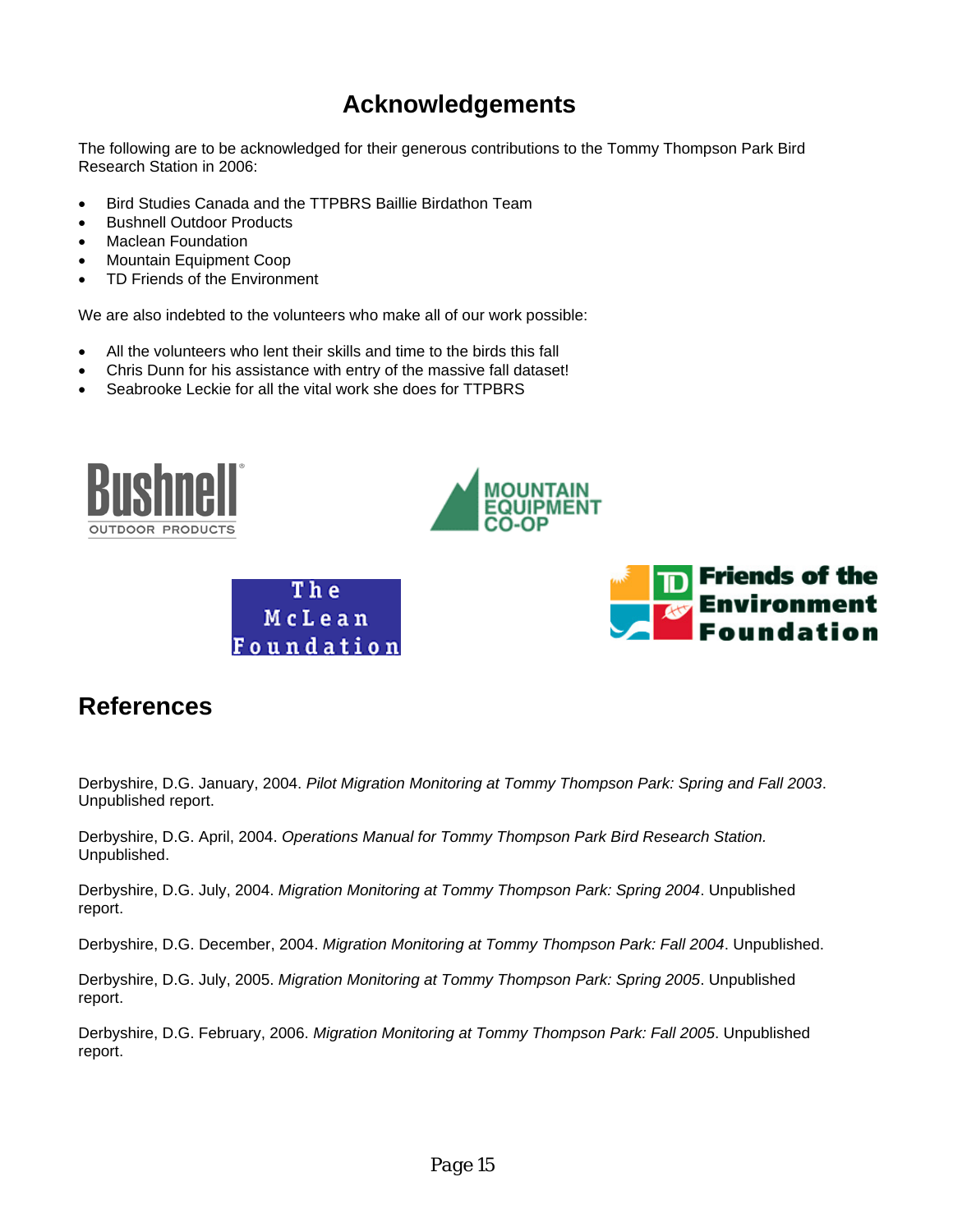# Acknowledgements

The following are to be acknowledged for their generous contributions to the Tommy Thompson Park Bird Research Station in 2006:

- Bird Studies Canada and the TTPBRS Baillie Birdathon Team
- Bushnell Outdoor Products
- Maclean Foundation
- Mountain Equipment Coop
- TD Friends of the Environment

We are also indebted to the volunteers who make all of our work possible:

- All the volunteers who lent their skills and time to the birds this fall
- Chris Dunn for his assistance with entry of the massive fall dataset!
- Seabrooke Leckie for all the vital work she does for TTPBRS

# References

Derbyshire, D.G. January, 2004. *Pilot Migration Monitoring at Tommy Thompson Park: Spring and Fall 2003*. Unpublished report.

Derbyshire, D.G. April, 2004. *Operations Manual for Tommy Thompson Park Bird Research Station.* Unpublished.

Derbyshire, D.G. July, 2004. *Migration Monitoring at Tommy Thompson Park: Spring 2004*. Unpublished report.

Derbyshire, D.G. December, 2004. *Migration Monitoring at Tommy Thompson Park: Fall 2004*. Unpublished.

Derbyshire, D.G. July, 2005. *Migration Monitoring at Tommy Thompson Park: Spring 2005*. Unpublished report.

Derbyshire, D.G. February, 2006. *Migration Monitoring at Tommy Thompson Park: Fall 2005*. Unpublished report.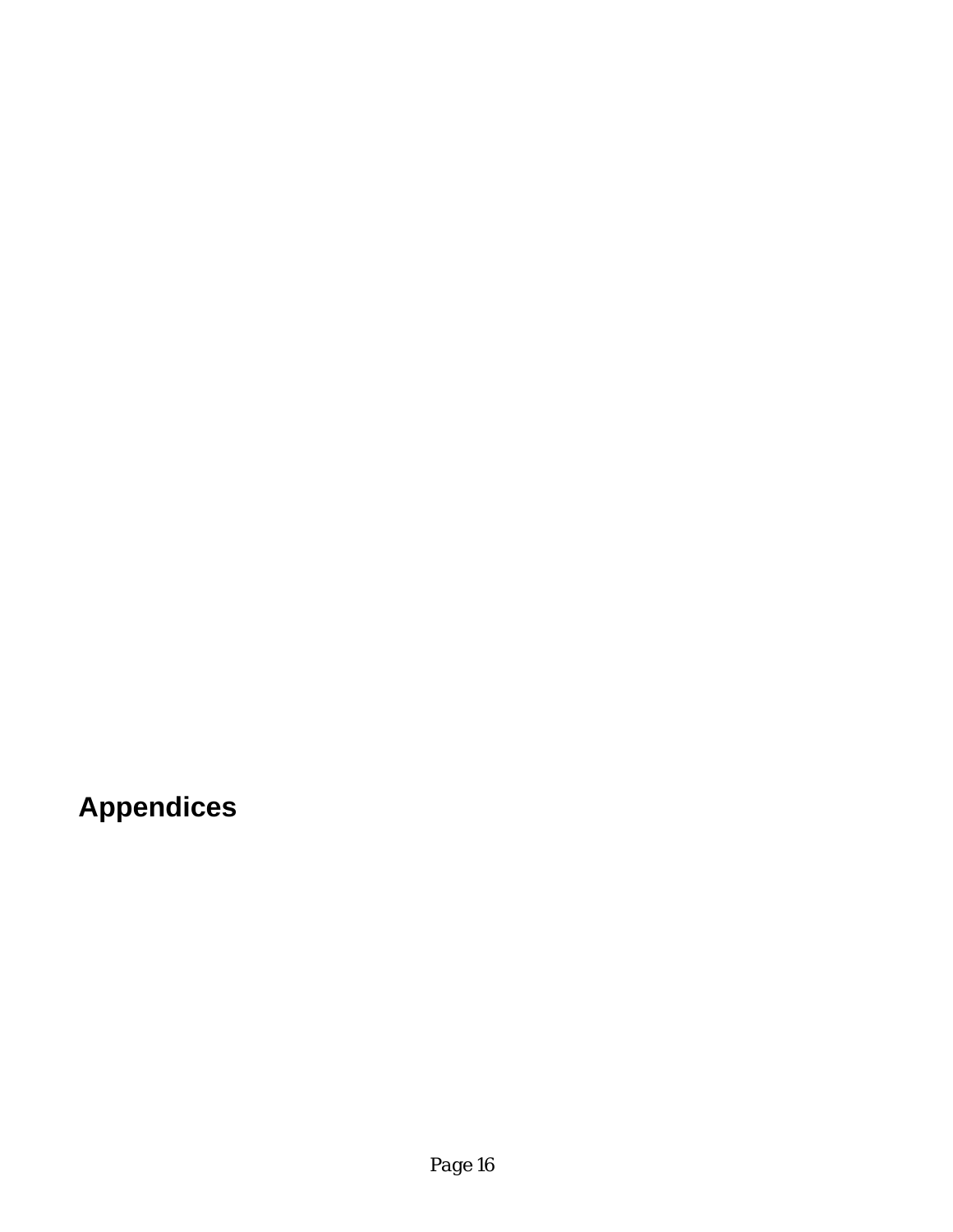# Appendices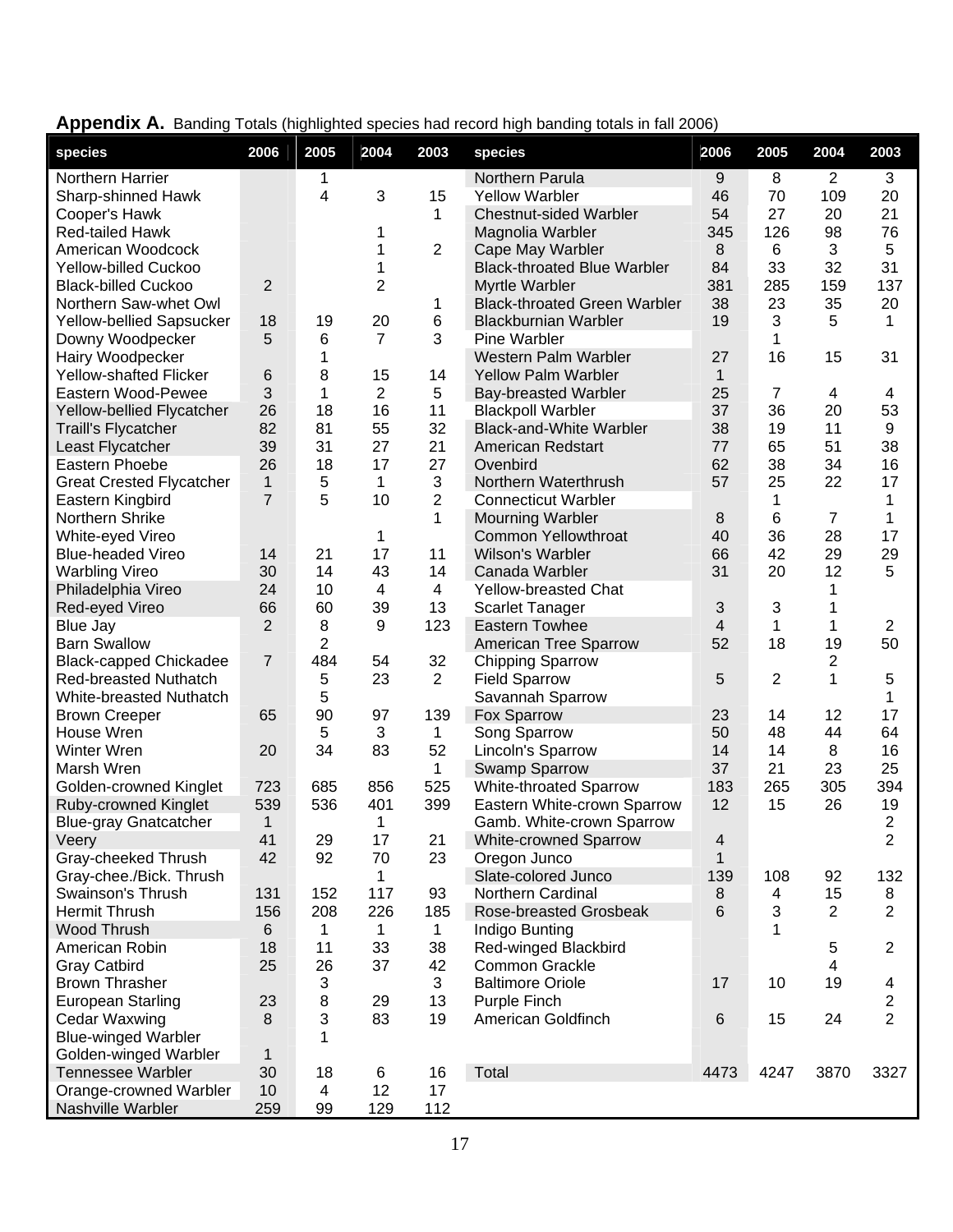**Appendix A.** Banding Totals (highlighted species had record high banding totals in fall 2006)

| species | 2006 | 2005 | 2004 | 2003 | species | 2006 | 2005 | 2004 | 2003 |
|---|---|---|---|---|---|---|---|---|---|
| Northern Harrier | | 1 | | | Northern Parula | 9 | 8 | 2 | 3 |
| Sharp-shinned Hawk | | 4 | 3 | 15 | Yellow Warbler | 46 | 70 | 109 | 20 |
| Cooper's Hawk | | | | 1 | Chestnut-sided Warbler | 54 | 27 | 20 | 21 |
| Red-tailed Hawk | | | 1 | | Magnolia Warbler | 345 | 126 | 98 | 76 |
| American Woodcock | | | 1 | 2 | Cape May Warbler | 8 | 6 | 3 | 5 |
| Yellow-billed Cuckoo | | | 1 | | Black-throated Blue Warbler | 84 | 33 | 32 | 31 |
| Black-billed Cuckoo | 2 | | 2 | | Myrtle Warbler | 381 | 285 | 159 | 137 |
| Northern Saw-whet Owl | | | | 1 | Black-throated Green Warbler | 38 | 23 | 35 | 20 |
| Yellow-bellied Sapsucker | 18 | 19 | 20 | 6 | Blackburnian Warbler | 19 | 3 | 5 | 1 |
| Downy Woodpecker | 5 | 6 | 7 | 3 | Pine Warbler | | 1 | | |
| Hairy Woodpecker | | 1 | | | Western Palm Warbler | 27 | 16 | 15 | 31 |
| Yellow-shafted Flicker | 6 | 8 | 15 | 14 | Yellow Palm Warbler | 1 | | | |
| Eastern Wood-Pewee | 3 | 1 | 2 | 5 | Bay-breasted Warbler | 25 | 7 | 4 | 4 |
| Yellow-bellied Flycatcher | 26 | 18 | 16 | 11 | Blackpoll Warbler | 37 | 36 | 20 | 53 |
| Traill's Flycatcher | 82 | 81 | 55 | 32 | Black-and-White Warbler | 38 | 19 | 11 | 9 |
| Least Flycatcher | 39 | 31 | 27 | 21 | American Redstart | 77 | 65 | 51 | 38 |
| Eastern Phoebe | 26 | 18 | 17 | 27 | Ovenbird | 62 | 38 | 34 | 16 |
| Great Crested Flycatcher | 1 | 5 | 1 | 3 | Northern Waterthrush | 57 | 25 | 22 | 17 |
| Eastern Kingbird | 7 | 5 | 10 | 2 | Connecticut Warbler | | 1 | | 1 |
| Northern Shrike | | | | 1 | Mourning Warbler | 8 | 6 | 7 | 1 |
| White-eyed Vireo | | | 1 | | Common Yellowthroat | 40 | 36 | 28 | 17 |
| Blue-headed Vireo | 14 | 21 | 17 | 11 | Wilson's Warbler | 66 | 42 | 29 | 29 |
| Warbling Vireo | 30 | 14 | 43 | 14 | Canada Warbler | 31 | 20 | 12 | 5 |
| Philadelphia Vireo | 24 | 10 | 4 | 4 | Yellow-breasted Chat | | | 1 | |
| Red-eyed Vireo | 66 | 60 | 39 | 13 | Scarlet Tanager | 3 | 3 | 1 | |
| Blue Jay | 2 | 8 | 9 | 123 | Eastern Towhee | 4 | 1 | 1 | 2 |
| Barn Swallow | | 2 | | | American Tree Sparrow | 52 | 18 | 19 | 50 |
| Black-capped Chickadee | 7 | 484 | 54 | 32 | Chipping Sparrow | | | 2 | |
| Red-breasted Nuthatch | | 5 | 23 | 2 | Field Sparrow | 5 | 2 | 1 | 5 |
| White-breasted Nuthatch | | 5 | | | Savannah Sparrow | | | | 1 |
| Brown Creeper | 65 | 90 | 97 | 139 | Fox Sparrow | 23 | 14 | 12 | 17 |
| House Wren | | 5 | 3 | 1 | Song Sparrow | 50 | 48 | 44 | 64 |
| Winter Wren | 20 | 34 | 83 | 52 | Lincoln's Sparrow | 14 | 14 | 8 | 16 |
| Marsh Wren | | | | 1 | Swamp Sparrow | 37 | 21 | 23 | 25 |
| Golden-crowned Kinglet | 723 | 685 | 856 | 525 | White-throated Sparrow | 183 | 265 | 305 | 394 |
| Ruby-crowned Kinglet | 539 | 536 | 401 | 399 | Eastern White-crown Sparrow | 12 | 15 | 26 | 19 |
| Blue-gray Gnatcatcher | 1 | | 1 | | Gamb. White-crown Sparrow | | | | 2 |
| Veery | 41 | 29 | 17 | 21 | White-crowned Sparrow | 4 | | | 2 |
| Gray-cheeked Thrush | 42 | 92 | 70 | 23 | Oregon Junco | 1 | | | |
| Gray-chee./Bick. Thrush | | | 1 | | Slate-colored Junco | 139 | 108 | 92 | 132 |
| Swainson's Thrush | 131 | 152 | 117 | 93 | Northern Cardinal | 8 | 4 | 15 | 8 |
| Hermit Thrush | 156 | 208 | 226 | 185 | Rose-breasted Grosbeak | 6 | 3 | 2 | 2 |
| Wood Thrush | 6 | 1 | 1 | 1 | Indigo Bunting | | 1 | | |
| American Robin | 18 | 11 | 33 | 38 | Red-winged Blackbird | | | 5 | 2 |
| Gray Catbird | 25 | 26 | 37 | 42 | Common Grackle | | | 4 | |
| Brown Thrasher | | 3 | | 3 | Baltimore Oriole | 17 | 10 | 19 | 4 |
| European Starling | 23 | 8 | 29 | 13 | Purple Finch | | | | 2 |
| Cedar Waxwing | 8 | 3 | 83 | 19 | American Goldfinch | 6 | 15 | 24 | 2 |
| Blue-winged Warbler | | 1 | | | | | | | |
| Golden-winged Warbler | 1 | | | | | | | | |
| Tennessee Warbler | 30 | 18 | 6 | 16 | Total | 4473 | 4247 | 3870 | 3327 |
| Orange-crowned Warbler | 10 | 4 | 12 | 17 | | | | | |
| Nashville Warbler | 259 | 99 | 129 | 112 | | | | | |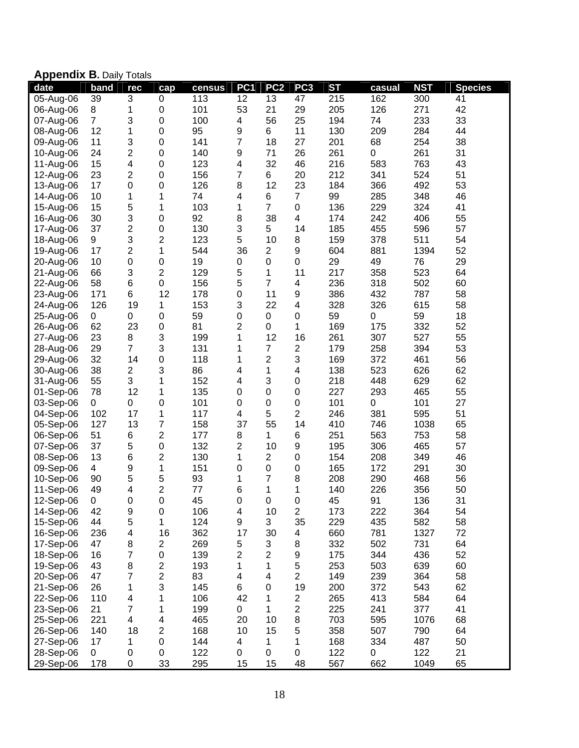**Appendix B.** Daily Totals

| date | band | rec | cap | census | PC1 | PC2 | PC3 | ST | casual | NST | Species |
|---|---|---|---|---|---|---|---|---|---|---|---|
| 05-Aug-06 | 39 | 3 | 0 | 113 | 12 | 13 | 47 | 215 | 162 | 300 | 41 |
| 06-Aug-06 | 8 | 1 | 0 | 101 | 53 | 21 | 29 | 205 | 126 | 271 | 42 |
| 07-Aug-06 | 7 | 3 | 0 | 100 | 4 | 56 | 25 | 194 | 74 | 233 | 33 |
| 08-Aug-06 | 12 | 1 | 0 | 95 | 9 | 6 | 11 | 130 | 209 | 284 | 44 |
| 09-Aug-06 | 11 | 3 | 0 | 141 | 7 | 18 | 27 | 201 | 68 | 254 | 38 |
| 10-Aug-06 | 24 | 2 | 0 | 140 | 9 | 71 | 26 | 261 | 0 | 261 | 31 |
| 11-Aug-06 | 15 | 4 | 0 | 123 | 4 | 32 | 46 | 216 | 583 | 763 | 43 |
| 12-Aug-06 | 23 | 2 | 0 | 156 | 7 | 6 | 20 | 212 | 341 | 524 | 51 |
| 13-Aug-06 | 17 | 0 | 0 | 126 | 8 | 12 | 23 | 184 | 366 | 492 | 53 |
| 14-Aug-06 | 10 | 1 | 1 | 74 | 4 | 6 | 7 | 99 | 285 | 348 | 46 |
| 15-Aug-06 | 15 | 5 | 1 | 103 | 1 | 7 | 0 | 136 | 229 | 324 | 41 |
| 16-Aug-06 | 30 | 3 | 0 | 92 | 8 | 38 | 4 | 174 | 242 | 406 | 55 |
| 17-Aug-06 | 37 | 2 | 0 | 130 | 3 | 5 | 14 | 185 | 455 | 596 | 57 |
| 18-Aug-06 | 9 | 3 | 2 | 123 | 5 | 10 | 8 | 159 | 378 | 511 | 54 |
| 19-Aug-06 | 17 | 2 | 1 | 544 | 36 | 2 | 9 | 604 | 881 | 1394 | 52 |
| 20-Aug-06 | 10 | 0 | 0 | 19 | 0 | 0 | 0 | 29 | 49 | 76 | 29 |
| 21-Aug-06 | 66 | 3 | 2 | 129 | 5 | 1 | 11 | 217 | 358 | 523 | 64 |
| 22-Aug-06 | 58 | 6 | 0 | 156 | 5 | 7 | 4 | 236 | 318 | 502 | 60 |
| 23-Aug-06 | 171 | 6 | 12 | 178 | 0 | 11 | 9 | 386 | 432 | 787 | 58 |
| 24-Aug-06 | 126 | 19 | 1 | 153 | 3 | 22 | 4 | 328 | 326 | 615 | 58 |
| 25-Aug-06 | 0 | 0 | 0 | 59 | 0 | 0 | 0 | 59 | 0 | 59 | 18 |
| 26-Aug-06 | 62 | 23 | 0 | 81 | 2 | 0 | 1 | 169 | 175 | 332 | 52 |
| 27-Aug-06 | 23 | 8 | 3 | 199 | 1 | 12 | 16 | 261 | 307 | 527 | 55 |
| 28-Aug-06 | 29 | 7 | 3 | 131 | 1 | 7 | 2 | 179 | 258 | 394 | 53 |
| 29-Aug-06 | 32 | 14 | 0 | 118 | 1 | 2 | 3 | 169 | 372 | 461 | 56 |
| 30-Aug-06 | 38 | 2 | 3 | 86 | 4 | 1 | 4 | 138 | 523 | 626 | 62 |
| 31-Aug-06 | 55 | 3 | 1 | 152 | 4 | 3 | 0 | 218 | 448 | 629 | 62 |
| 01-Sep-06 | 78 | 12 | 1 | 135 | 0 | 0 | 0 | 227 | 293 | 465 | 55 |
| 03-Sep-06 | 0 | 0 | 0 | 101 | 0 | 0 | 0 | 101 | 0 | 101 | 27 |
| 04-Sep-06 | 102 | 17 | 1 | 117 | 4 | 5 | 2 | 246 | 381 | 595 | 51 |
| 05-Sep-06 | 127 | 13 | 7 | 158 | 37 | 55 | 14 | 410 | 746 | 1038 | 65 |
| 06-Sep-06 | 51 | 6 | 2 | 177 | 8 | 1 | 6 | 251 | 563 | 753 | 58 |
| 07-Sep-06 | 37 | 5 | 0 | 132 | 2 | 10 | 9 | 195 | 306 | 465 | 57 |
| 08-Sep-06 | 13 | 6 | 2 | 130 | 1 | 2 | 0 | 154 | 208 | 349 | 46 |
| 09-Sep-06 | 4 | 9 | 1 | 151 | 0 | 0 | 0 | 165 | 172 | 291 | 30 |
| 10-Sep-06 | 90 | 5 | 5 | 93 | 1 | 7 | 8 | 208 | 290 | 468 | 56 |
| 11-Sep-06 | 49 | 4 | 2 | 77 | 6 | 1 | 1 | 140 | 226 | 356 | 50 |
| 12-Sep-06 | 0 | 0 | 0 | 45 | 0 | 0 | 0 | 45 | 91 | 136 | 31 |
| 14-Sep-06 | 42 | 9 | 0 | 106 | 4 | 10 | 2 | 173 | 222 | 364 | 54 |
| 15-Sep-06 | 44 | 5 | 1 | 124 | 9 | 3 | 35 | 229 | 435 | 582 | 58 |
| 16-Sep-06 | 236 | 4 | 16 | 362 | 17 | 30 | 4 | 660 | 781 | 1327 | 72 |
| 17-Sep-06 | 47 | 8 | 2 | 269 | 5 | 3 | 8 | 332 | 502 | 731 | 64 |
| 18-Sep-06 | 16 | 7 | 0 | 139 | 2 | 2 | 9 | 175 | 344 | 436 | 52 |
| 19-Sep-06 | 43 | 8 | 2 | 193 | 1 | 1 | 5 | 253 | 503 | 639 | 60 |
| 20-Sep-06 | 47 | 7 | 2 | 83 | 4 | 4 | 2 | 149 | 239 | 364 | 58 |
| 21-Sep-06 | 26 | 1 | 3 | 145 | 6 | 0 | 19 | 200 | 372 | 543 | 62 |
| 22-Sep-06 | 110 | 4 | 1 | 106 | 42 | 1 | 2 | 265 | 413 | 584 | 64 |
| 23-Sep-06 | 21 | 7 | 1 | 199 | 0 | 1 | 2 | 225 | 241 | 377 | 41 |
| 25-Sep-06 | 221 | 4 | 4 | 465 | 20 | 10 | 8 | 703 | 595 | 1076 | 68 |
| 26-Sep-06 | 140 | 18 | 2 | 168 | 10 | 15 | 5 | 358 | 507 | 790 | 64 |
| 27-Sep-06 | 17 | 1 | 0 | 144 | 4 | 1 | 1 | 168 | 334 | 487 | 50 |
| 28-Sep-06 | 0 | 0 | 0 | 122 | 0 | 0 | 0 | 122 | 0 | 122 | 21 |
| 29-Sep-06 | 178 | 0 | 33 | 295 | 15 | 15 | 48 | 567 | 662 | 1049 | 65 |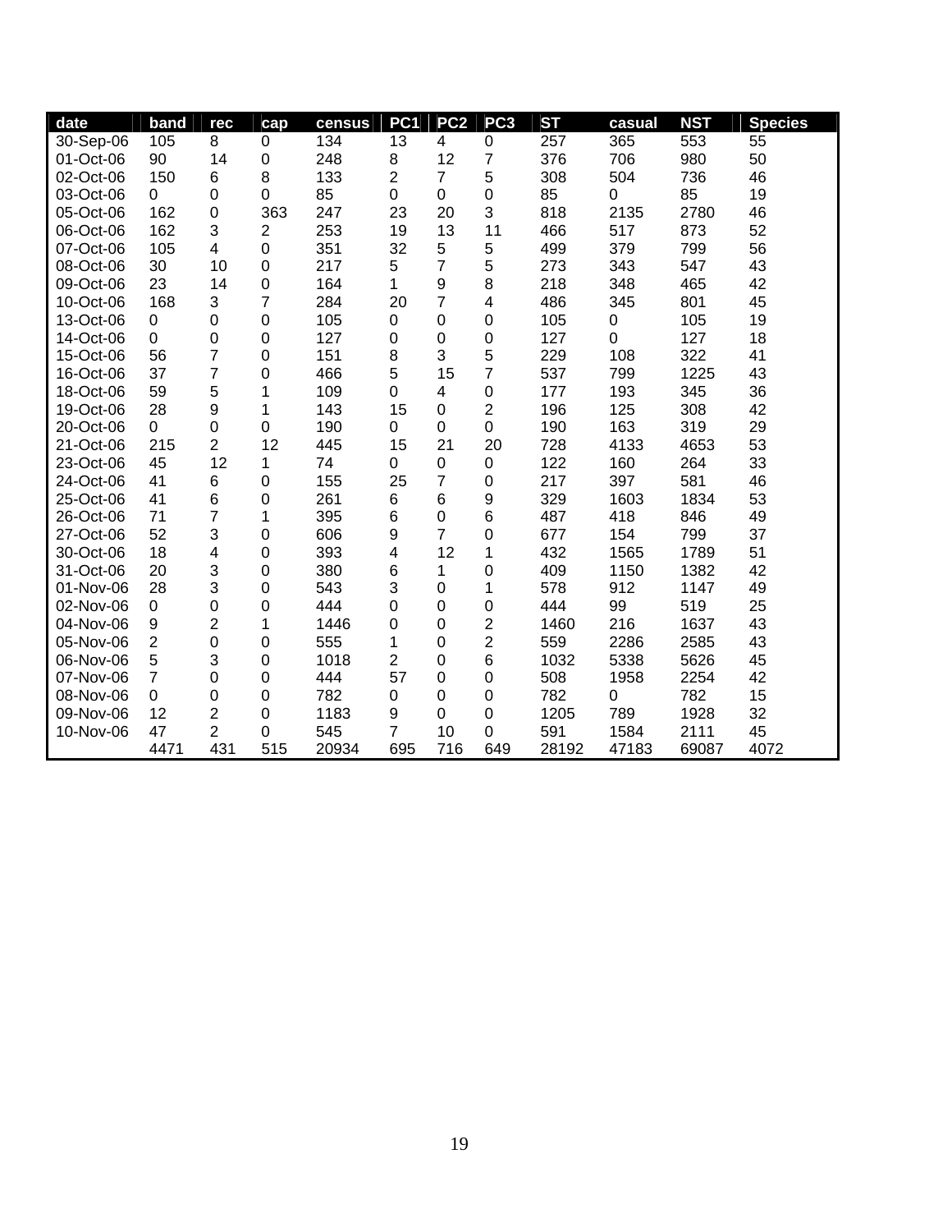| date | band | rec | cap | census | PC1 | PC2 | PC3 | ST | casual | NST | Species |
|---|---|---|---|---|---|---|---|---|---|---|---|
| 30-Sep-06 | 105 | 8 | 0 | 134 | 13 | 4 | 0 | 257 | 365 | 553 | 55 |
| 01-Oct-06 | 90 | 14 | 0 | 248 | 8 | 12 | 7 | 376 | 706 | 980 | 50 |
| 02-Oct-06 | 150 | 6 | 8 | 133 | 2 | 7 | 5 | 308 | 504 | 736 | 46 |
| 03-Oct-06 | 0 | 0 | 0 | 85 | 0 | 0 | 0 | 85 | 0 | 85 | 19 |
| 05-Oct-06 | 162 | 0 | 363 | 247 | 23 | 20 | 3 | 818 | 2135 | 2780 | 46 |
| 06-Oct-06 | 162 | 3 | 2 | 253 | 19 | 13 | 11 | 466 | 517 | 873 | 52 |
| 07-Oct-06 | 105 | 4 | 0 | 351 | 32 | 5 | 5 | 499 | 379 | 799 | 56 |
| 08-Oct-06 | 30 | 10 | 0 | 217 | 5 | 7 | 5 | 273 | 343 | 547 | 43 |
| 09-Oct-06 | 23 | 14 | 0 | 164 | 1 | 9 | 8 | 218 | 348 | 465 | 42 |
| 10-Oct-06 | 168 | 3 | 7 | 284 | 20 | 7 | 4 | 486 | 345 | 801 | 45 |
| 13-Oct-06 | 0 | 0 | 0 | 105 | 0 | 0 | 0 | 105 | 0 | 105 | 19 |
| 14-Oct-06 | 0 | 0 | 0 | 127 | 0 | 0 | 0 | 127 | 0 | 127 | 18 |
| 15-Oct-06 | 56 | 7 | 0 | 151 | 8 | 3 | 5 | 229 | 108 | 322 | 41 |
| 16-Oct-06 | 37 | 7 | 0 | 466 | 5 | 15 | 7 | 537 | 799 | 1225 | 43 |
| 18-Oct-06 | 59 | 5 | 1 | 109 | 0 | 4 | 0 | 177 | 193 | 345 | 36 |
| 19-Oct-06 | 28 | 9 | 1 | 143 | 15 | 0 | 2 | 196 | 125 | 308 | 42 |
| 20-Oct-06 | 0 | 0 | 0 | 190 | 0 | 0 | 0 | 190 | 163 | 319 | 29 |
| 21-Oct-06 | 215 | 2 | 12 | 445 | 15 | 21 | 20 | 728 | 4133 | 4653 | 53 |
| 23-Oct-06 | 45 | 12 | 1 | 74 | 0 | 0 | 0 | 122 | 160 | 264 | 33 |
| 24-Oct-06 | 41 | 6 | 0 | 155 | 25 | 7 | 0 | 217 | 397 | 581 | 46 |
| 25-Oct-06 | 41 | 6 | 0 | 261 | 6 | 6 | 9 | 329 | 1603 | 1834 | 53 |
| 26-Oct-06 | 71 | 7 | 1 | 395 | 6 | 0 | 6 | 487 | 418 | 846 | 49 |
| 27-Oct-06 | 52 | 3 | 0 | 606 | 9 | 7 | 0 | 677 | 154 | 799 | 37 |
| 30-Oct-06 | 18 | 4 | 0 | 393 | 4 | 12 | 1 | 432 | 1565 | 1789 | 51 |
| 31-Oct-06 | 20 | 3 | 0 | 380 | 6 | 1 | 0 | 409 | 1150 | 1382 | 42 |
| 01-Nov-06 | 28 | 3 | 0 | 543 | 3 | 0 | 1 | 578 | 912 | 1147 | 49 |
| 02-Nov-06 | 0 | 0 | 0 | 444 | 0 | 0 | 0 | 444 | 99 | 519 | 25 |
| 04-Nov-06 | 9 | 2 | 1 | 1446 | 0 | 0 | 2 | 1460 | 216 | 1637 | 43 |
| 05-Nov-06 | 2 | 0 | 0 | 555 | 1 | 0 | 2 | 559 | 2286 | 2585 | 43 |
| 06-Nov-06 | 5 | 3 | 0 | 1018 | 2 | 0 | 6 | 1032 | 5338 | 5626 | 45 |
| 07-Nov-06 | 7 | 0 | 0 | 444 | 57 | 0 | 0 | 508 | 1958 | 2254 | 42 |
| 08-Nov-06 | 0 | 0 | 0 | 782 | 0 | 0 | 0 | 782 | 0 | 782 | 15 |
| 09-Nov-06 | 12 | 2 | 0 | 1183 | 9 | 0 | 0 | 1205 | 789 | 1928 | 32 |
| 10-Nov-06 | 47 | 2 | 0 | 545 | 7 | 10 | 0 | 591 | 1584 | 2111 | 45 |
| | 4471 | 431 | 515 | 20934 | 695 | 716 | 649 | 28192 | 47183 | 69087 | 4072 |